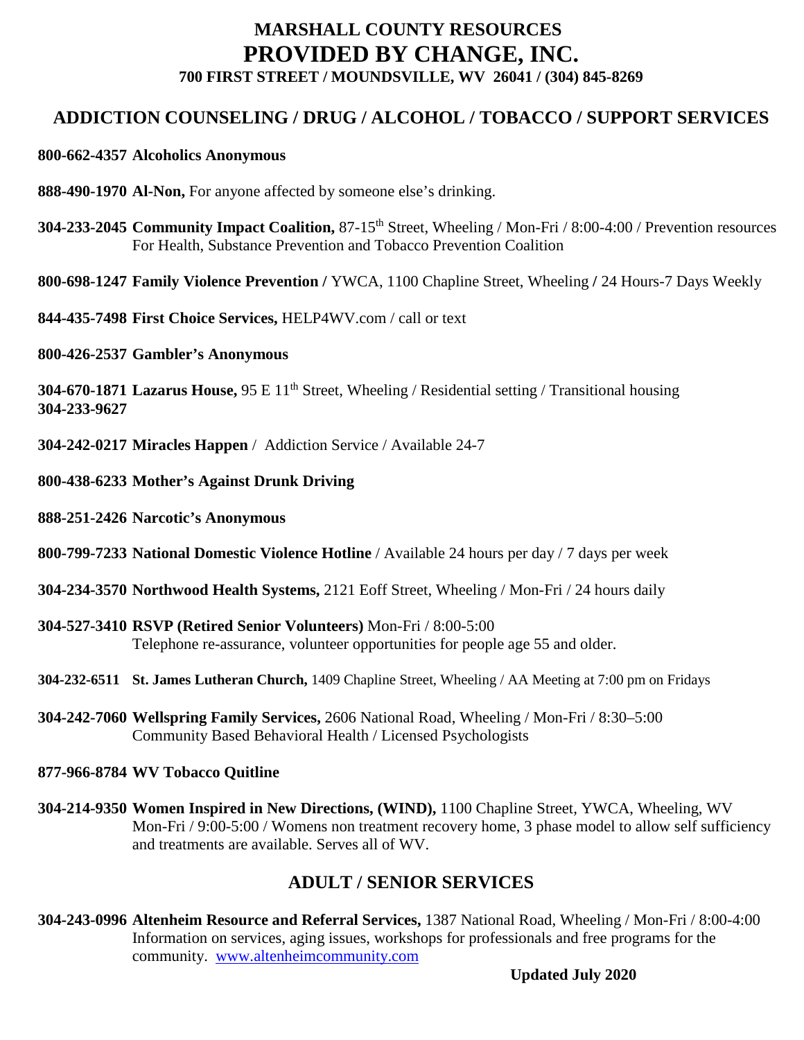# MARSHALL COUNTY RESOURCES
# PROVIDED BY CHANGE, INC.
### 700 FIRST STREET / MOUNDSVILLE, WV 26041 / (304) 845-8269

## ADDICTION COUNSELING / DRUG / ALCOHOL / TOBACCO / SUPPORT SERVICES

**800-662-4357 Alcoholics Anonymous**

**888-490-1970 Al-Non,** For anyone affected by someone else's drinking.

**304-233-2045 Community Impact Coalition,** 87-15th Street, Wheeling / Mon-Fri / 8:00-4:00 / Prevention resources For Health, Substance Prevention and Tobacco Prevention Coalition

**800-698-1247 Family Violence Prevention /** YWCA, 1100 Chapline Street, Wheeling **/** 24 Hours-7 Days Weekly

**844-435-7498 First Choice Services,** HELP4WV.com / call or text

**800-426-2537 Gambler's Anonymous**

**304-670-1871 Lazarus House,** 95 E 11th Street, Wheeling / Residential setting / Transitional housing
**304-233-9627**

**304-242-0217 Miracles Happen** / Addiction Service / Available 24-7

**800-438-6233 Mother's Against Drunk Driving**

**888-251-2426 Narcotic's Anonymous**

**800-799-7233 National Domestic Violence Hotline** / Available 24 hours per day / 7 days per week

**304-234-3570 Northwood Health Systems,** 2121 Eoff Street, Wheeling / Mon-Fri / 24 hours daily

**304-527-3410 RSVP (Retired Senior Volunteers)** Mon-Fri / 8:00-5:00
Telephone re-assurance, volunteer opportunities for people age 55 and older.

**304-232-6511 St. James Lutheran Church,** 1409 Chapline Street, Wheeling / AA Meeting at 7:00 pm on Fridays

**304-242-7060 Wellspring Family Services,** 2606 National Road, Wheeling / Mon-Fri / 8:30–5:00
Community Based Behavioral Health / Licensed Psychologists

**877-966-8784 WV Tobacco Quitline**

**304-214-9350 Women Inspired in New Directions, (WIND),** 1100 Chapline Street, YWCA, Wheeling, WV
Mon-Fri / 9:00-5:00 / Womens non treatment recovery home, 3 phase model to allow self sufficiency and treatments are available. Serves all of WV.

## ADULT / SENIOR SERVICES

**304-243-0996 Altenheim Resource and Referral Services,** 1387 National Road, Wheeling / Mon-Fri / 8:00-4:00
Information on services, aging issues, workshops for professionals and free programs for the community. www.altenheimcommunity.com

**Updated July 2020**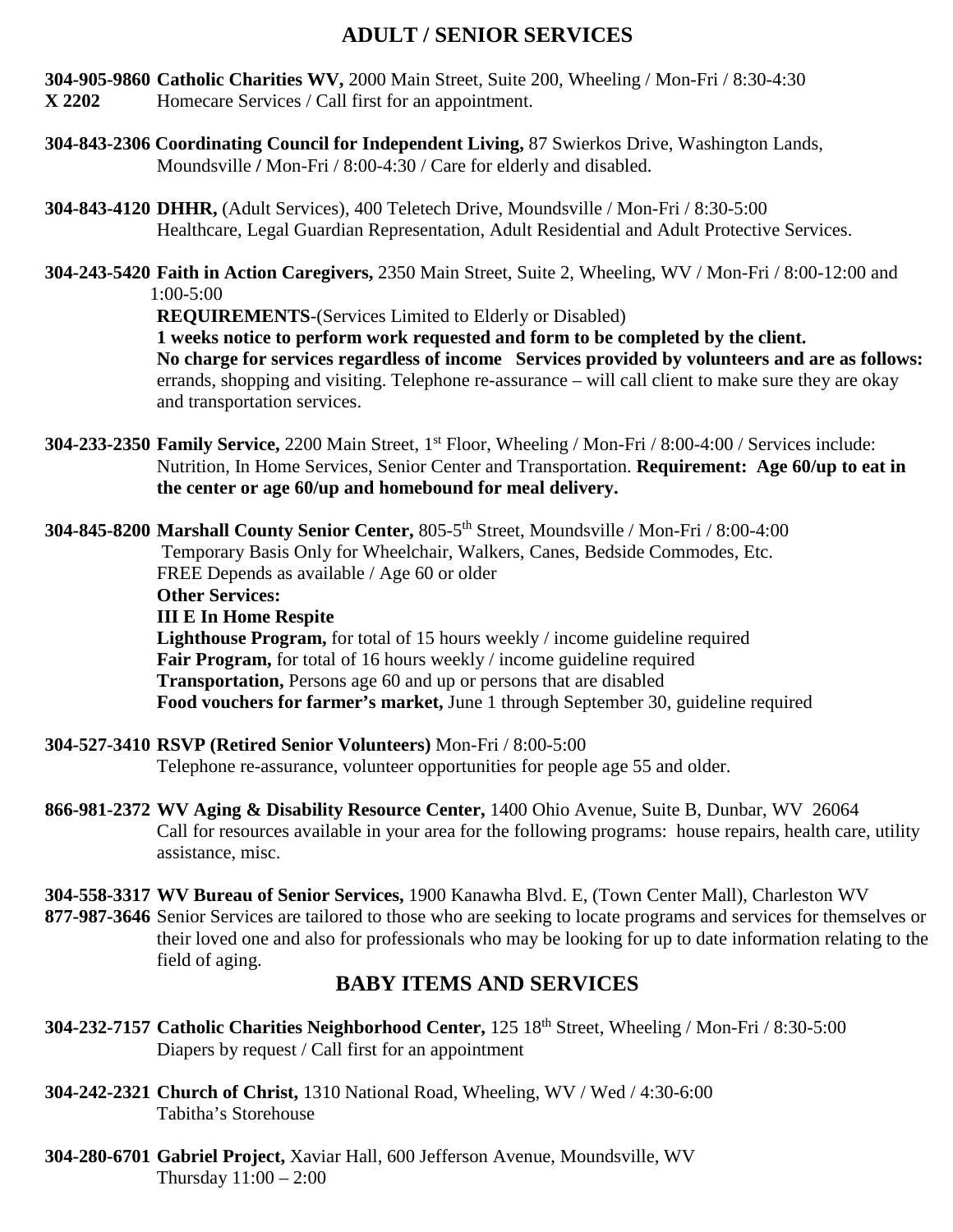## ADULT / SENIOR SERVICES

**304-905-9860 X 2202 Catholic Charities WV,** 2000 Main Street, Suite 200, Wheeling / Mon-Fri / 8:30-4:30
Homecare Services / Call first for an appointment.

**304-843-2306 Coordinating Council for Independent Living,** 87 Swierkos Drive, Washington Lands, Moundsville / Mon-Fri / 8:00-4:30 / Care for elderly and disabled.

**304-843-4120 DHHR,** (Adult Services), 400 Teletech Drive, Moundsville / Mon-Fri / 8:30-5:00
Healthcare, Legal Guardian Representation, Adult Residential and Adult Protective Services.

**304-243-5420 Faith in Action Caregivers,** 2350 Main Street, Suite 2, Wheeling, WV / Mon-Fri / 8:00-12:00 and 1:00-5:00
**REQUIREMENTS**-(Services Limited to Elderly or Disabled)
**1 weeks notice to perform work requested and form to be completed by the client.**
**No charge for services regardless of income Services provided by volunteers and are as follows:** errands, shopping and visiting. Telephone re-assurance – will call client to make sure they are okay and transportation services.

**304-233-2350 Family Service,** 2200 Main Street, 1st Floor, Wheeling / Mon-Fri / 8:00-4:00 / Services include: Nutrition, In Home Services, Senior Center and Transportation. **Requirement: Age 60/up to eat in the center or age 60/up and homebound for meal delivery.**

**304-845-8200 Marshall County Senior Center,** 805-5th Street, Moundsville / Mon-Fri / 8:00-4:00
Temporary Basis Only for Wheelchair, Walkers, Canes, Bedside Commodes, Etc.
FREE Depends as available / Age 60 or older
**Other Services:**
**III E In Home Respite**
**Lighthouse Program,** for total of 15 hours weekly / income guideline required
**Fair Program,** for total of 16 hours weekly / income guideline required
**Transportation,** Persons age 60 and up or persons that are disabled
**Food vouchers for farmer's market,** June 1 through September 30, guideline required

**304-527-3410 RSVP (Retired Senior Volunteers)** Mon-Fri / 8:00-5:00
Telephone re-assurance, volunteer opportunities for people age 55 and older.

**866-981-2372 WV Aging & Disability Resource Center,** 1400 Ohio Avenue, Suite B, Dunbar, WV 26064
Call for resources available in your area for the following programs: house repairs, health care, utility assistance, misc.

**304-558-3317 877-987-3646 WV Bureau of Senior Services,** 1900 Kanawha Blvd. E, (Town Center Mall), Charleston WV
Senior Services are tailored to those who are seeking to locate programs and services for themselves or their loved one and also for professionals who may be looking for up to date information relating to the field of aging.

## BABY ITEMS AND SERVICES

**304-232-7157 Catholic Charities Neighborhood Center,** 125 18th Street, Wheeling / Mon-Fri / 8:30-5:00
Diapers by request / Call first for an appointment

**304-242-2321 Church of Christ,** 1310 National Road, Wheeling, WV / Wed / 4:30-6:00
Tabitha's Storehouse

**304-280-6701 Gabriel Project,** Xaviar Hall, 600 Jefferson Avenue, Moundsville, WV
Thursday 11:00 – 2:00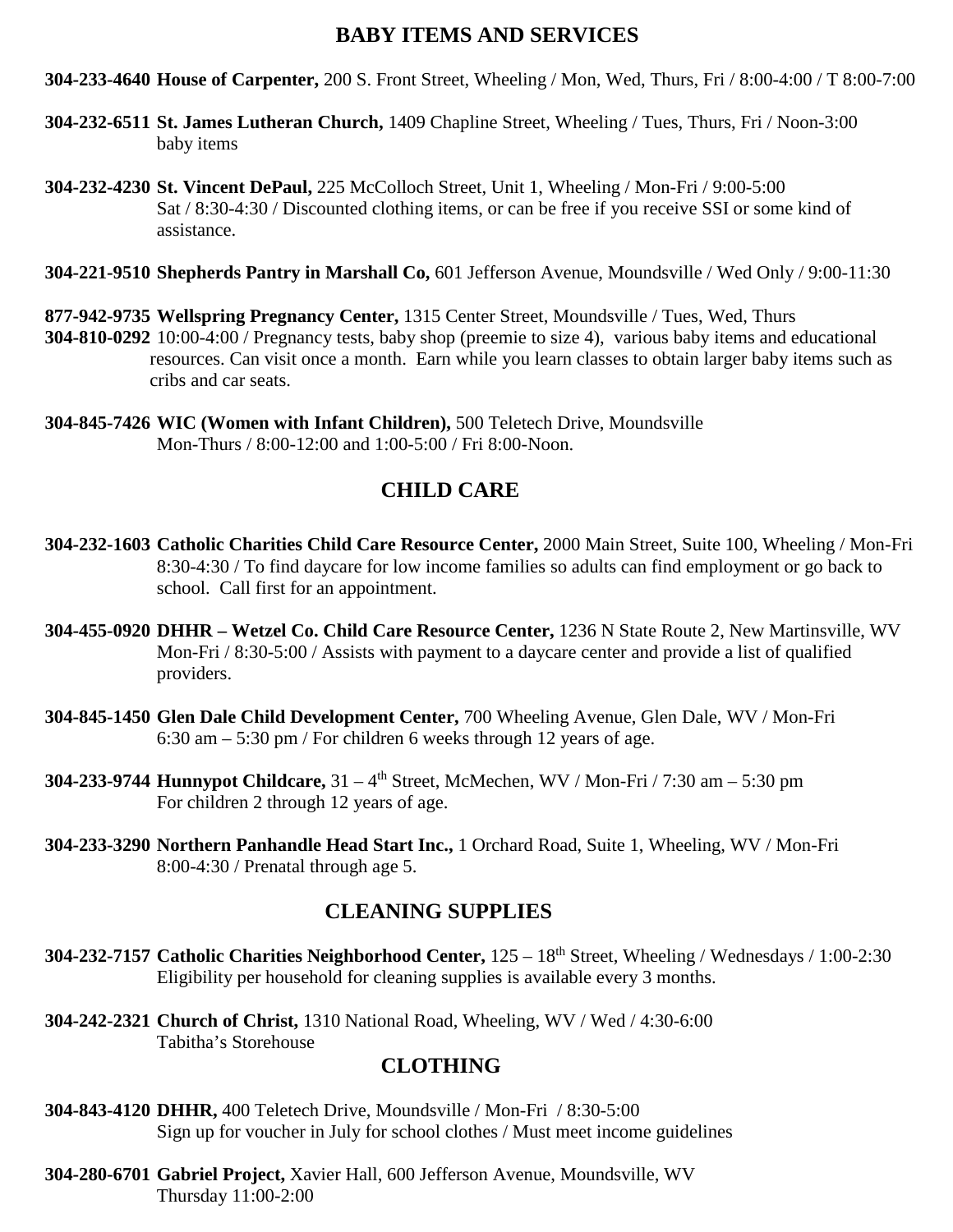## BABY ITEMS AND SERVICES

**304-233-4640 House of Carpenter,** 200 S. Front Street, Wheeling / Mon, Wed, Thurs, Fri / 8:00-4:00 / T 8:00-7:00

**304-232-6511 St. James Lutheran Church,** 1409 Chapline Street, Wheeling / Tues, Thurs, Fri / Noon-3:00 baby items

**304-232-4230 St. Vincent DePaul,** 225 McColloch Street, Unit 1, Wheeling / Mon-Fri / 9:00-5:00 Sat / 8:30-4:30 / Discounted clothing items, or can be free if you receive SSI or some kind of assistance.

**304-221-9510 Shepherds Pantry in Marshall Co,** 601 Jefferson Avenue, Moundsville / Wed Only / 9:00-11:30

**877-942-9735 Wellspring Pregnancy Center,** 1315 Center Street, Moundsville / Tues, Wed, Thurs
**304-810-0292** 10:00-4:00 / Pregnancy tests, baby shop (preemie to size 4), various baby items and educational resources. Can visit once a month. Earn while you learn classes to obtain larger baby items such as cribs and car seats.

**304-845-7426 WIC (Women with Infant Children),** 500 Teletech Drive, Moundsville Mon-Thurs / 8:00-12:00 and 1:00-5:00 / Fri 8:00-Noon.

## CHILD CARE

**304-232-1603 Catholic Charities Child Care Resource Center,** 2000 Main Street, Suite 100, Wheeling / Mon-Fri 8:30-4:30 / To find daycare for low income families so adults can find employment or go back to school. Call first for an appointment.

**304-455-0920 DHHR – Wetzel Co. Child Care Resource Center,** 1236 N State Route 2, New Martinsville, WV Mon-Fri / 8:30-5:00 / Assists with payment to a daycare center and provide a list of qualified providers.

**304-845-1450 Glen Dale Child Development Center,** 700 Wheeling Avenue, Glen Dale, WV / Mon-Fri 6:30 am – 5:30 pm / For children 6 weeks through 12 years of age.

**304-233-9744 Hunnypot Childcare,** 31 – 4th Street, McMechen, WV / Mon-Fri / 7:30 am – 5:30 pm For children 2 through 12 years of age.

**304-233-3290 Northern Panhandle Head Start Inc.,** 1 Orchard Road, Suite 1, Wheeling, WV / Mon-Fri 8:00-4:30 / Prenatal through age 5.

## CLEANING SUPPLIES

**304-232-7157 Catholic Charities Neighborhood Center,** 125 – 18th Street, Wheeling / Wednesdays / 1:00-2:30 Eligibility per household for cleaning supplies is available every 3 months.

**304-242-2321 Church of Christ,** 1310 National Road, Wheeling, WV / Wed / 4:30-6:00 Tabitha's Storehouse

## CLOTHING

**304-843-4120 DHHR,** 400 Teletech Drive, Moundsville / Mon-Fri / 8:30-5:00 Sign up for voucher in July for school clothes / Must meet income guidelines

**304-280-6701 Gabriel Project,** Xavier Hall, 600 Jefferson Avenue, Moundsville, WV Thursday 11:00-2:00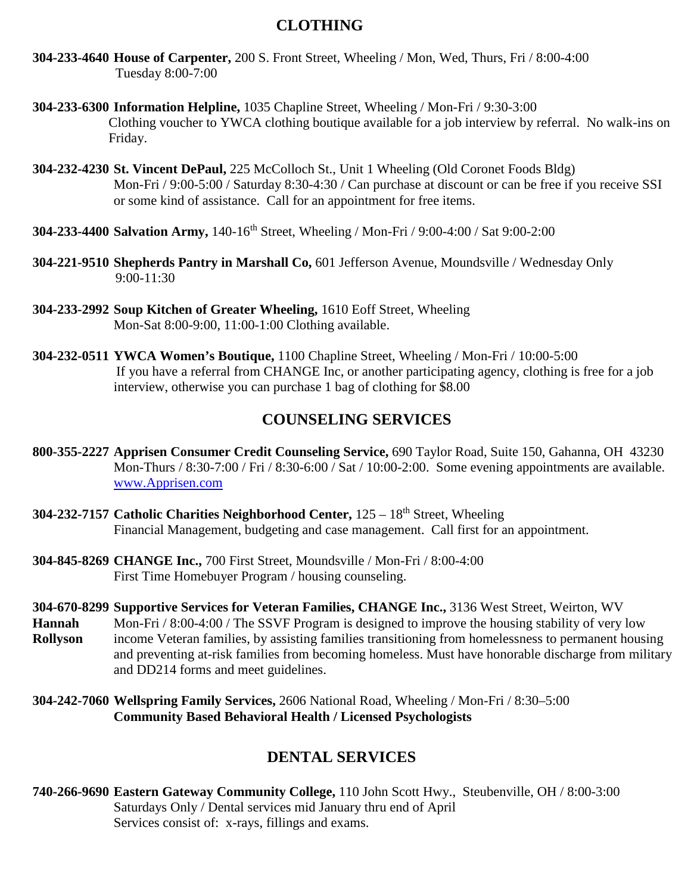## CLOTHING

**304-233-4640 House of Carpenter,** 200 S. Front Street, Wheeling / Mon, Wed, Thurs, Fri / 8:00-4:00
Tuesday 8:00-7:00

**304-233-6300 Information Helpline,** 1035 Chapline Street, Wheeling / Mon-Fri / 9:30-3:00
Clothing voucher to YWCA clothing boutique available for a job interview by referral. No walk-ins on Friday.

**304-232-4230 St. Vincent DePaul,** 225 McColloch St., Unit 1 Wheeling (Old Coronet Foods Bldg)
Mon-Fri / 9:00-5:00 / Saturday 8:30-4:30 / Can purchase at discount or can be free if you receive SSI or some kind of assistance. Call for an appointment for free items.

**304-233-4400 Salvation Army,** 140-16th Street, Wheeling / Mon-Fri / 9:00-4:00 / Sat 9:00-2:00

**304-221-9510 Shepherds Pantry in Marshall Co,** 601 Jefferson Avenue, Moundsville / Wednesday Only
9:00-11:30

**304-233-2992 Soup Kitchen of Greater Wheeling,** 1610 Eoff Street, Wheeling
Mon-Sat 8:00-9:00, 11:00-1:00 Clothing available.

**304-232-0511 YWCA Women's Boutique,** 1100 Chapline Street, Wheeling / Mon-Fri / 10:00-5:00
If you have a referral from CHANGE Inc, or another participating agency, clothing is free for a job interview, otherwise you can purchase 1 bag of clothing for $8.00

## COUNSELING SERVICES

**800-355-2227 Apprisen Consumer Credit Counseling Service,** 690 Taylor Road, Suite 150, Gahanna, OH 43230
Mon-Thurs / 8:30-7:00 / Fri / 8:30-6:00 / Sat / 10:00-2:00. Some evening appointments are available.
www.Apprisen.com

**304-232-7157 Catholic Charities Neighborhood Center,** 125 – 18th Street, Wheeling
Financial Management, budgeting and case management. Call first for an appointment.

**304-845-8269 CHANGE Inc.,** 700 First Street, Moundsville / Mon-Fri / 8:00-4:00
First Time Homebuyer Program / housing counseling.

**304-670-8299 Supportive Services for Veteran Families, CHANGE Inc.,** 3136 West Street, Weirton, WV
**Hannah Rollyson**
Mon-Fri / 8:00-4:00 / The SSVF Program is designed to improve the housing stability of very low income Veteran families, by assisting families transitioning from homelessness to permanent housing and preventing at-risk families from becoming homeless. Must have honorable discharge from military and DD214 forms and meet guidelines.

**304-242-7060 Wellspring Family Services,** 2606 National Road, Wheeling / Mon-Fri / 8:30–5:00
**Community Based Behavioral Health / Licensed Psychologists**

## DENTAL SERVICES

**740-266-9690 Eastern Gateway Community College,** 110 John Scott Hwy., Steubenville, OH / 8:00-3:00
Saturdays Only / Dental services mid January thru end of April
Services consist of: x-rays, fillings and exams.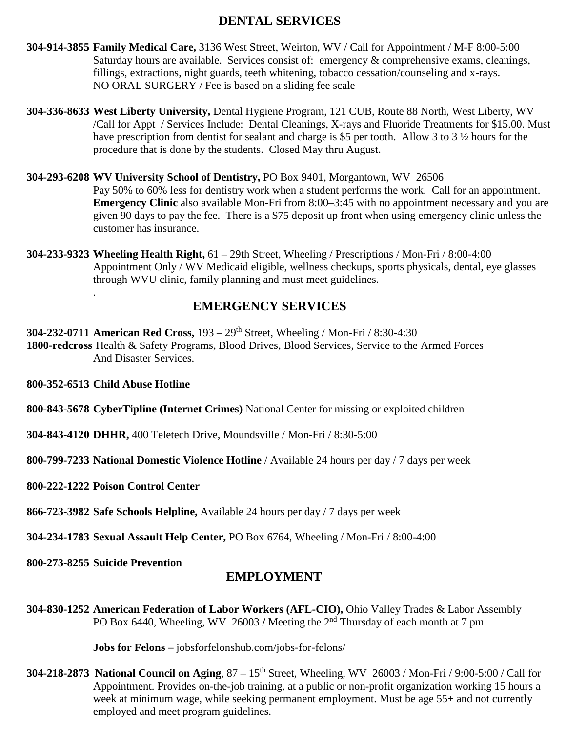## DENTAL SERVICES

**304-914-3855 Family Medical Care,** 3136 West Street, Weirton, WV / Call for Appointment / M-F 8:00-5:00 Saturday hours are available. Services consist of: emergency & comprehensive exams, cleanings, fillings, extractions, night guards, teeth whitening, tobacco cessation/counseling and x-rays. NO ORAL SURGERY / Fee is based on a sliding fee scale

**304-336-8633 West Liberty University,** Dental Hygiene Program, 121 CUB, Route 88 North, West Liberty, WV /Call for Appt / Services Include: Dental Cleanings, X-rays and Fluoride Treatments for $15.00. Must have prescription from dentist for sealant and charge is $5 per tooth. Allow 3 to 3 ½ hours for the procedure that is done by the students. Closed May thru August.

**304-293-6208 WV University School of Dentistry,** PO Box 9401, Morgantown, WV 26506 Pay 50% to 60% less for dentistry work when a student performs the work. Call for an appointment. **Emergency Clinic** also available Mon-Fri from 8:00–3:45 with no appointment necessary and you are given 90 days to pay the fee. There is a $75 deposit up front when using emergency clinic unless the customer has insurance.

**304-233-9323 Wheeling Health Right,** 61 – 29th Street, Wheeling / Prescriptions / Mon-Fri / 8:00-4:00 Appointment Only / WV Medicaid eligible, wellness checkups, sports physicals, dental, eye glasses through WVU clinic, family planning and must meet guidelines.

## EMERGENCY SERVICES

**304-232-0711 American Red Cross,** 193 – 29th Street, Wheeling / Mon-Fri / 8:30-4:30
**1800-redcross** Health & Safety Programs, Blood Drives, Blood Services, Service to the Armed Forces And Disaster Services.

**800-352-6513 Child Abuse Hotline**

**800-843-5678 CyberTipline (Internet Crimes)** National Center for missing or exploited children

**304-843-4120 DHHR,** 400 Teletech Drive, Moundsville / Mon-Fri / 8:30-5:00

**800-799-7233 National Domestic Violence Hotline** / Available 24 hours per day / 7 days per week

**800-222-1222 Poison Control Center**

**866-723-3982 Safe Schools Helpline,** Available 24 hours per day / 7 days per week

**304-234-1783 Sexual Assault Help Center,** PO Box 6764, Wheeling / Mon-Fri / 8:00-4:00

**800-273-8255 Suicide Prevention**

## EMPLOYMENT

**304-830-1252 American Federation of Labor Workers (AFL-CIO),** Ohio Valley Trades & Labor Assembly PO Box 6440, Wheeling, WV 26003 / Meeting the 2nd Thursday of each month at 7 pm

**Jobs for Felons –** jobsforfelonshub.com/jobs-for-felons/

**304-218-2873 National Council on Aging**, 87 – 15th Street, Wheeling, WV 26003 / Mon-Fri / 9:00-5:00 / Call for Appointment. Provides on-the-job training, at a public or non-profit organization working 15 hours a week at minimum wage, while seeking permanent employment. Must be age 55+ and not currently employed and meet program guidelines.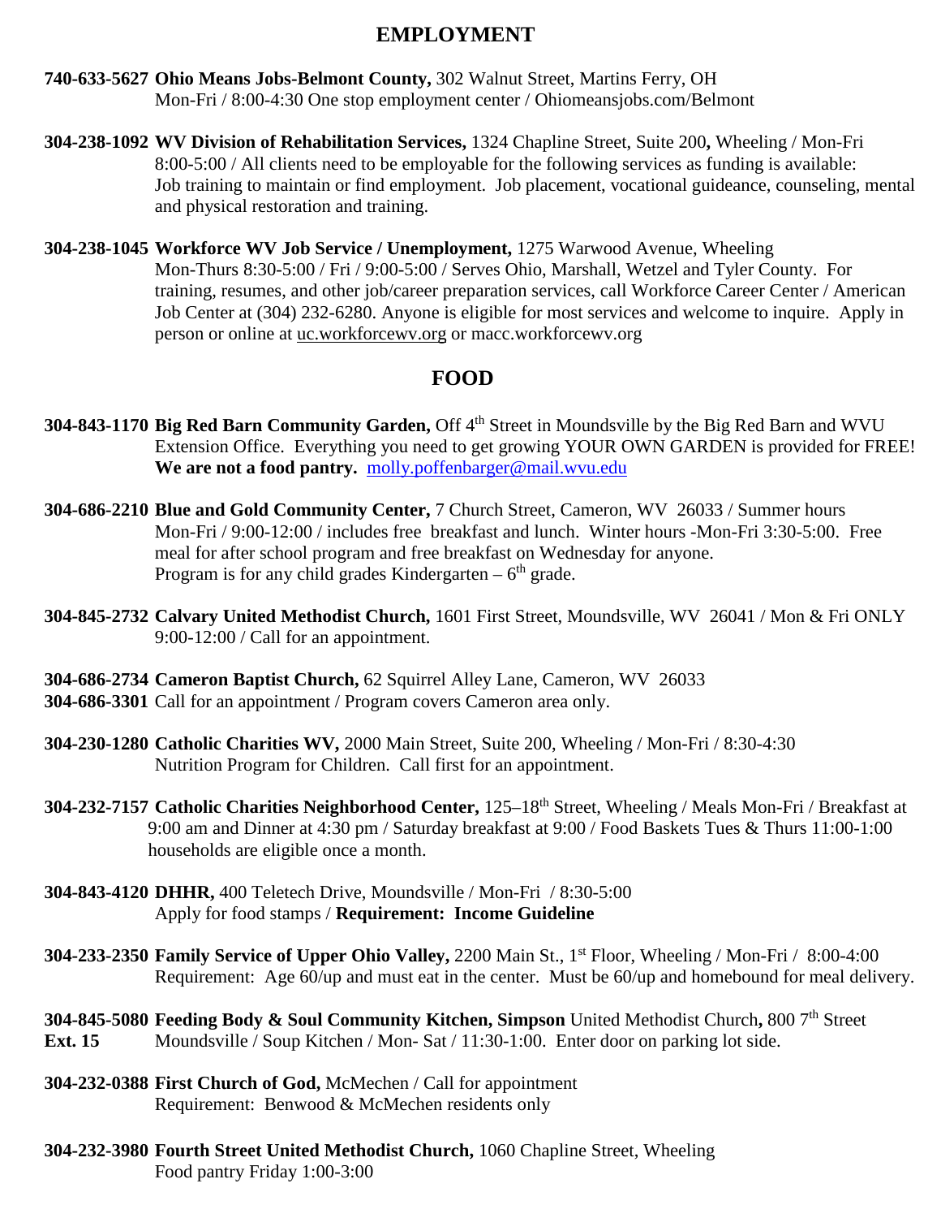## EMPLOYMENT

**740-633-5627 Ohio Means Jobs-Belmont County,** 302 Walnut Street, Martins Ferry, OH
Mon-Fri / 8:00-4:30 One stop employment center / Ohiomeansjobs.com/Belmont

**304-238-1092 WV Division of Rehabilitation Services,** 1324 Chapline Street, Suite 200**,** Wheeling / Mon-Fri 8:00-5:00 / All clients need to be employable for the following services as funding is available: Job training to maintain or find employment. Job placement, vocational guideance, counseling, mental and physical restoration and training.

**304-238-1045 Workforce WV Job Service / Unemployment,** 1275 Warwood Avenue, Wheeling
Mon-Thurs 8:30-5:00 / Fri / 9:00-5:00 / Serves Ohio, Marshall, Wetzel and Tyler County. For training, resumes, and other job/career preparation services, call Workforce Career Center / American Job Center at (304) 232-6280. Anyone is eligible for most services and welcome to inquire. Apply in person or online at uc.workforcewv.org or macc.workforcewv.org

## FOOD

**304-843-1170 Big Red Barn Community Garden,** Off 4th Street in Moundsville by the Big Red Barn and WVU Extension Office. Everything you need to get growing YOUR OWN GARDEN is provided for FREE! **We are not a food pantry.** molly.poffenbarger@mail.wvu.edu

**304-686-2210 Blue and Gold Community Center,** 7 Church Street, Cameron, WV 26033 / Summer hours Mon-Fri / 9:00-12:00 / includes free breakfast and lunch. Winter hours -Mon-Fri 3:30-5:00. Free meal for after school program and free breakfast on Wednesday for anyone.
Program is for any child grades Kindergarten – 6th grade.

**304-845-2732 Calvary United Methodist Church,** 1601 First Street, Moundsville, WV 26041 / Mon & Fri ONLY 9:00-12:00 / Call for an appointment.

**304-686-2734 Cameron Baptist Church,** 62 Squirrel Alley Lane, Cameron, WV 26033
**304-686-3301** Call for an appointment / Program covers Cameron area only.

**304-230-1280 Catholic Charities WV,** 2000 Main Street, Suite 200, Wheeling / Mon-Fri / 8:30-4:30
Nutrition Program for Children. Call first for an appointment.

**304-232-7157 Catholic Charities Neighborhood Center,** 125–18th Street, Wheeling / Meals Mon-Fri / Breakfast at 9:00 am and Dinner at 4:30 pm / Saturday breakfast at 9:00 / Food Baskets Tues & Thurs 11:00-1:00 households are eligible once a month.

**304-843-4120 DHHR,** 400 Teletech Drive, Moundsville / Mon-Fri / 8:30-5:00
Apply for food stamps / **Requirement: Income Guideline**

**304-233-2350 Family Service of Upper Ohio Valley,** 2200 Main St., 1st Floor, Wheeling / Mon-Fri / 8:00-4:00
Requirement: Age 60/up and must eat in the center. Must be 60/up and homebound for meal delivery.

**304-845-5080 Ext. 15 Feeding Body & Soul Community Kitchen, Simpson** United Methodist Church**,** 800 7th Street Moundsville / Soup Kitchen / Mon- Sat / 11:30-1:00. Enter door on parking lot side.

**304-232-0388 First Church of God,** McMechen / Call for appointment
Requirement: Benwood & McMechen residents only

**304-232-3980 Fourth Street United Methodist Church,** 1060 Chapline Street, Wheeling
Food pantry Friday 1:00-3:00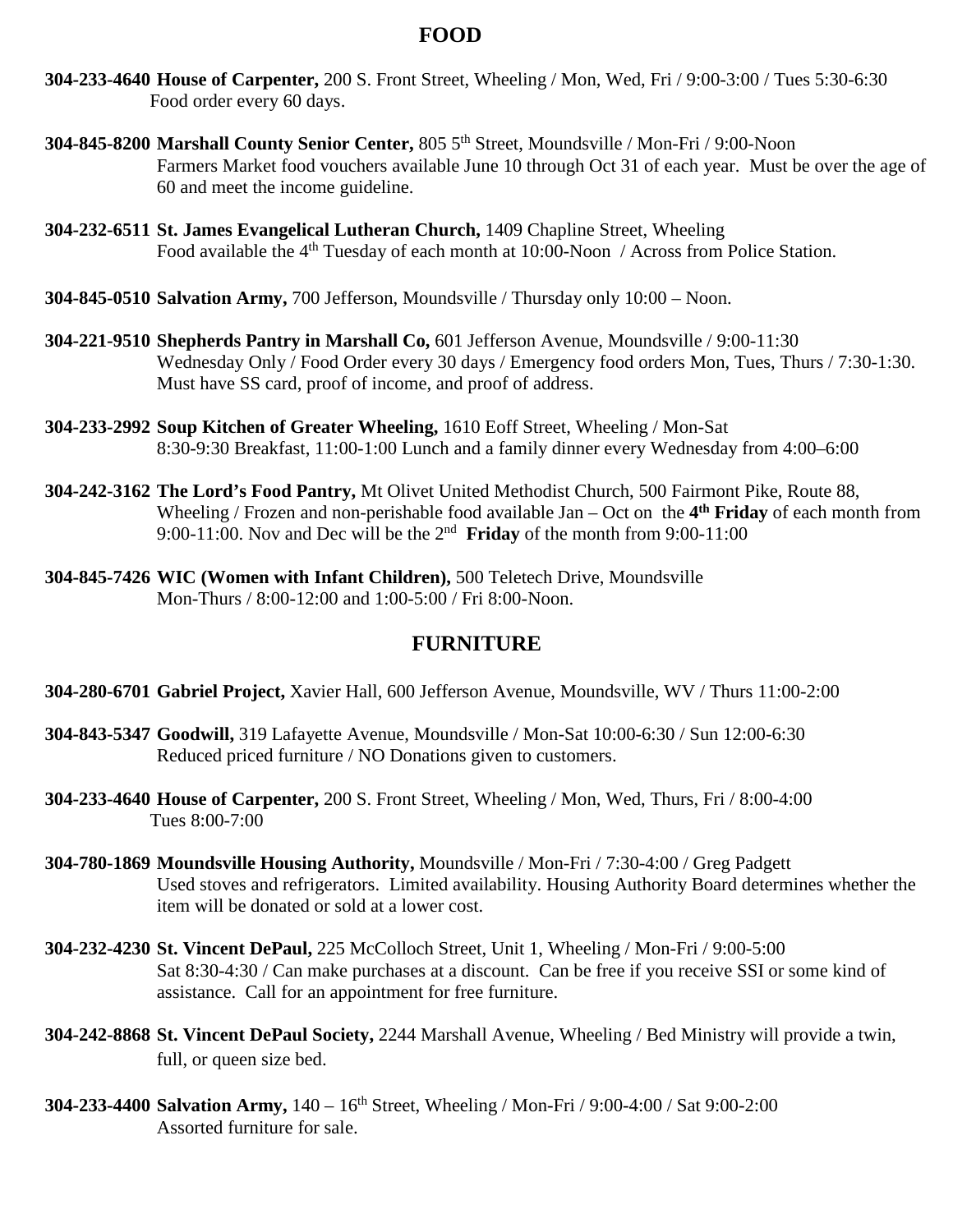## FOOD

**304-233-4640 House of Carpenter,** 200 S. Front Street, Wheeling / Mon, Wed, Fri / 9:00-3:00 / Tues 5:30-6:30
Food order every 60 days.

**304-845-8200 Marshall County Senior Center,** 805 5th Street, Moundsville / Mon-Fri / 9:00-Noon
Farmers Market food vouchers available June 10 through Oct 31 of each year. Must be over the age of 60 and meet the income guideline.

**304-232-6511 St. James Evangelical Lutheran Church,** 1409 Chapline Street, Wheeling
Food available the 4th Tuesday of each month at 10:00-Noon / Across from Police Station.

**304-845-0510 Salvation Army,** 700 Jefferson, Moundsville / Thursday only 10:00 – Noon.

**304-221-9510 Shepherds Pantry in Marshall Co,** 601 Jefferson Avenue, Moundsville / 9:00-11:30
Wednesday Only / Food Order every 30 days / Emergency food orders Mon, Tues, Thurs / 7:30-1:30. Must have SS card, proof of income, and proof of address.

**304-233-2992 Soup Kitchen of Greater Wheeling,** 1610 Eoff Street, Wheeling / Mon-Sat
8:30-9:30 Breakfast, 11:00-1:00 Lunch and a family dinner every Wednesday from 4:00–6:00

**304-242-3162 The Lord's Food Pantry,** Mt Olivet United Methodist Church, 500 Fairmont Pike, Route 88, Wheeling / Frozen and non-perishable food available Jan – Oct on the **4th Friday** of each month from 9:00-11:00. Nov and Dec will be the 2nd **Friday** of the month from 9:00-11:00

**304-845-7426 WIC (Women with Infant Children),** 500 Teletech Drive, Moundsville
Mon-Thurs / 8:00-12:00 and 1:00-5:00 / Fri 8:00-Noon.

## FURNITURE

**304-280-6701 Gabriel Project,** Xavier Hall, 600 Jefferson Avenue, Moundsville, WV / Thurs 11:00-2:00

**304-843-5347 Goodwill,** 319 Lafayette Avenue, Moundsville / Mon-Sat 10:00-6:30 / Sun 12:00-6:30
Reduced priced furniture / NO Donations given to customers.

**304-233-4640 House of Carpenter,** 200 S. Front Street, Wheeling / Mon, Wed, Thurs, Fri / 8:00-4:00
Tues 8:00-7:00

**304-780-1869 Moundsville Housing Authority,** Moundsville / Mon-Fri / 7:30-4:00 / Greg Padgett
Used stoves and refrigerators. Limited availability. Housing Authority Board determines whether the item will be donated or sold at a lower cost.

**304-232-4230 St. Vincent DePaul,** 225 McColloch Street, Unit 1, Wheeling / Mon-Fri / 9:00-5:00
Sat 8:30-4:30 / Can make purchases at a discount. Can be free if you receive SSI or some kind of assistance. Call for an appointment for free furniture.

**304-242-8868 St. Vincent DePaul Society,** 2244 Marshall Avenue, Wheeling / Bed Ministry will provide a twin, full, or queen size bed.

**304-233-4400 Salvation Army,** 140 – 16th Street, Wheeling / Mon-Fri / 9:00-4:00 / Sat 9:00-2:00
Assorted furniture for sale.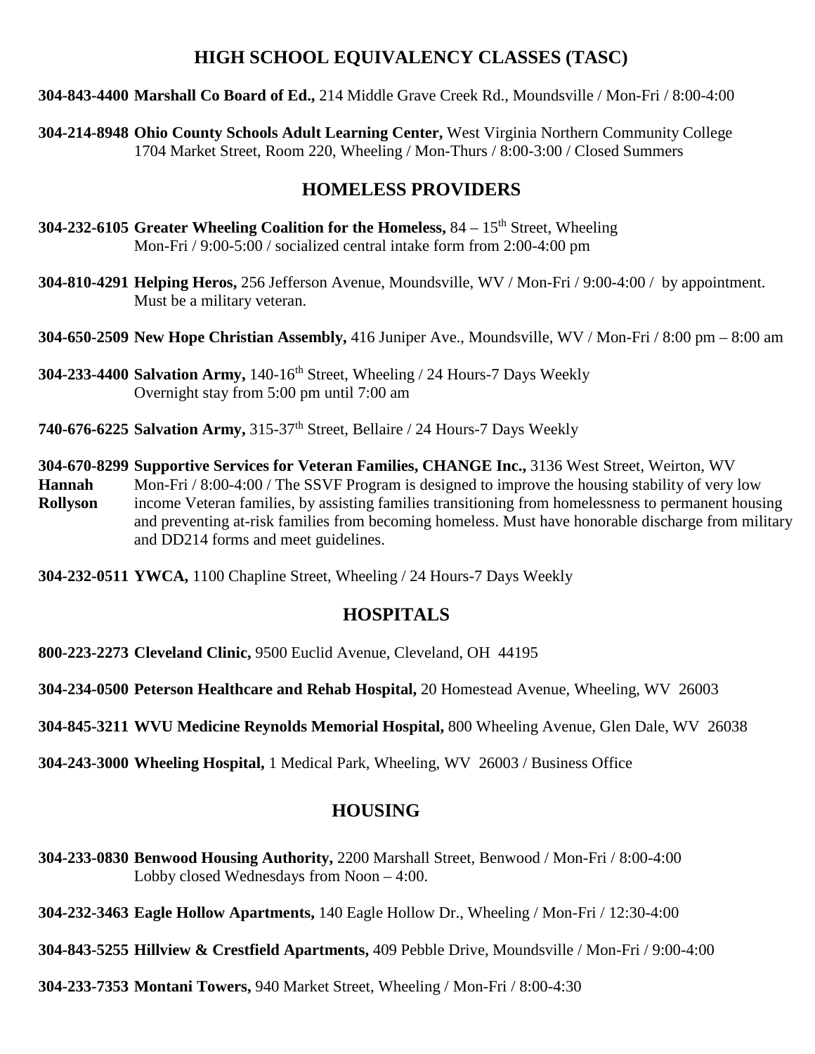## HIGH SCHOOL EQUIVALENCY CLASSES (TASC)

**304-843-4400 Marshall Co Board of Ed.,** 214 Middle Grave Creek Rd., Moundsville / Mon-Fri / 8:00-4:00

**304-214-8948 Ohio County Schools Adult Learning Center,** West Virginia Northern Community College 1704 Market Street, Room 220, Wheeling / Mon-Thurs / 8:00-3:00 / Closed Summers

## HOMELESS PROVIDERS

**304-232-6105 Greater Wheeling Coalition for the Homeless,** 84 – 15th Street, Wheeling Mon-Fri / 9:00-5:00 / socialized central intake form from 2:00-4:00 pm

**304-810-4291 Helping Heros,** 256 Jefferson Avenue, Moundsville, WV / Mon-Fri / 9:00-4:00 / by appointment. Must be a military veteran.

**304-650-2509 New Hope Christian Assembly,** 416 Juniper Ave., Moundsville, WV / Mon-Fri / 8:00 pm – 8:00 am

**304-233-4400 Salvation Army,** 140-16th Street, Wheeling / 24 Hours-7 Days Weekly Overnight stay from 5:00 pm until 7:00 am

**740-676-6225 Salvation Army,** 315-37th Street, Bellaire / 24 Hours-7 Days Weekly

**304-670-8299 Hannah Rollyson Supportive Services for Veteran Families, CHANGE Inc.,** 3136 West Street, Weirton, WV Mon-Fri / 8:00-4:00 / The SSVF Program is designed to improve the housing stability of very low income Veteran families, by assisting families transitioning from homelessness to permanent housing and preventing at-risk families from becoming homeless. Must have honorable discharge from military and DD214 forms and meet guidelines.

**304-232-0511 YWCA,** 1100 Chapline Street, Wheeling / 24 Hours-7 Days Weekly

## HOSPITALS

**800-223-2273 Cleveland Clinic,** 9500 Euclid Avenue, Cleveland, OH 44195

**304-234-0500 Peterson Healthcare and Rehab Hospital,** 20 Homestead Avenue, Wheeling, WV 26003

**304-845-3211 WVU Medicine Reynolds Memorial Hospital,** 800 Wheeling Avenue, Glen Dale, WV 26038

**304-243-3000 Wheeling Hospital,** 1 Medical Park, Wheeling, WV 26003 / Business Office

## HOUSING

**304-233-0830 Benwood Housing Authority,** 2200 Marshall Street, Benwood / Mon-Fri / 8:00-4:00 Lobby closed Wednesdays from Noon – 4:00.

**304-232-3463 Eagle Hollow Apartments,** 140 Eagle Hollow Dr., Wheeling / Mon-Fri / 12:30-4:00

**304-843-5255 Hillview & Crestfield Apartments,** 409 Pebble Drive, Moundsville / Mon-Fri / 9:00-4:00

**304-233-7353 Montani Towers,** 940 Market Street, Wheeling / Mon-Fri / 8:00-4:30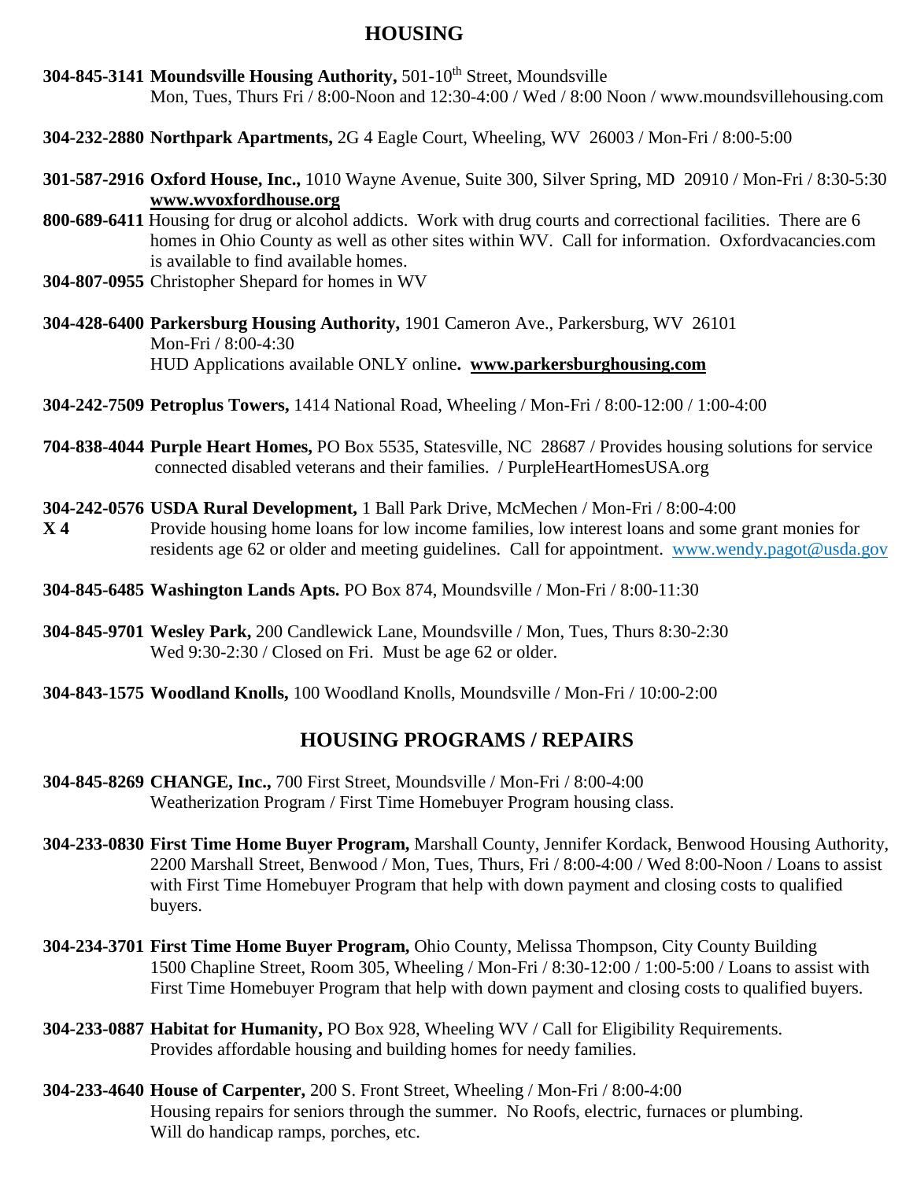## HOUSING

**304-845-3141 Moundsville Housing Authority,** 501-10th Street, Moundsville
Mon, Tues, Thurs Fri / 8:00-Noon and 12:30-4:00 / Wed / 8:00 Noon / www.moundsvillehousing.com

**304-232-2880 Northpark Apartments,** 2G 4 Eagle Court, Wheeling, WV 26003 / Mon-Fri / 8:00-5:00

**301-587-2916 Oxford House, Inc.,** 1010 Wayne Avenue, Suite 300, Silver Spring, MD 20910 / Mon-Fri / 8:30-5:30
**www.wvoxfordhouse.org**
**800-689-6411** Housing for drug or alcohol addicts. Work with drug courts and correctional facilities. There are 6 homes in Ohio County as well as other sites within WV. Call for information. Oxfordvacancies.com is available to find available homes.
**304-807-0955** Christopher Shepard for homes in WV

**304-428-6400 Parkersburg Housing Authority,** 1901 Cameron Ave., Parkersburg, WV 26101
Mon-Fri / 8:00-4:30
HUD Applications available ONLY online**. www.parkersburghousing.com**

**304-242-7509 Petroplus Towers,** 1414 National Road, Wheeling / Mon-Fri / 8:00-12:00 / 1:00-4:00

**704-838-4044 Purple Heart Homes,** PO Box 5535, Statesville, NC 28687 / Provides housing solutions for service connected disabled veterans and their families. / PurpleHeartHomesUSA.org

**304-242-0576 USDA Rural Development,** 1 Ball Park Drive, McMechen / Mon-Fri / 8:00-4:00
**X 4** Provide housing home loans for low income families, low interest loans and some grant monies for residents age 62 or older and meeting guidelines. Call for appointment. www.wendy.pagot@usda.gov

**304-845-6485 Washington Lands Apts.** PO Box 874, Moundsville / Mon-Fri / 8:00-11:30

**304-845-9701 Wesley Park,** 200 Candlewick Lane, Moundsville / Mon, Tues, Thurs 8:30-2:30
Wed 9:30-2:30 / Closed on Fri. Must be age 62 or older.

**304-843-1575 Woodland Knolls,** 100 Woodland Knolls, Moundsville / Mon-Fri / 10:00-2:00

## HOUSING PROGRAMS / REPAIRS

**304-845-8269 CHANGE, Inc.,** 700 First Street, Moundsville / Mon-Fri / 8:00-4:00
Weatherization Program / First Time Homebuyer Program housing class.

**304-233-0830 First Time Home Buyer Program,** Marshall County, Jennifer Kordack, Benwood Housing Authority, 2200 Marshall Street, Benwood / Mon, Tues, Thurs, Fri / 8:00-4:00 / Wed 8:00-Noon / Loans to assist with First Time Homebuyer Program that help with down payment and closing costs to qualified buyers.

**304-234-3701 First Time Home Buyer Program,** Ohio County, Melissa Thompson, City County Building
1500 Chapline Street, Room 305, Wheeling / Mon-Fri / 8:30-12:00 / 1:00-5:00 / Loans to assist with First Time Homebuyer Program that help with down payment and closing costs to qualified buyers.

**304-233-0887 Habitat for Humanity,** PO Box 928, Wheeling WV / Call for Eligibility Requirements.
Provides affordable housing and building homes for needy families.

**304-233-4640 House of Carpenter,** 200 S. Front Street, Wheeling / Mon-Fri / 8:00-4:00
Housing repairs for seniors through the summer. No Roofs, electric, furnaces or plumbing.
Will do handicap ramps, porches, etc.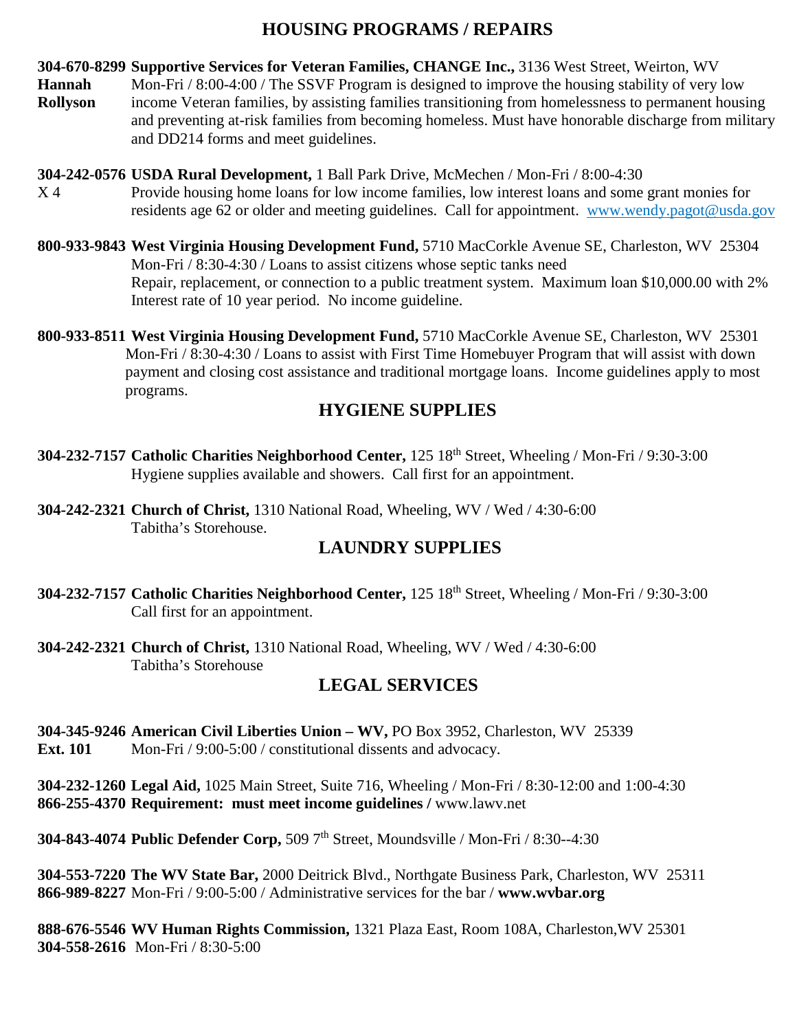## HOUSING PROGRAMS / REPAIRS

**304-670-8299 Supportive Services for Veteran Families, CHANGE Inc.,** 3136 West Street, Weirton, WV
**Hannah Rollyson**
Mon-Fri / 8:00-4:00 / The SSVF Program is designed to improve the housing stability of very low income Veteran families, by assisting families transitioning from homelessness to permanent housing and preventing at-risk families from becoming homeless. Must have honorable discharge from military and DD214 forms and meet guidelines.

**304-242-0576 USDA Rural Development,** 1 Ball Park Drive, McMechen / Mon-Fri / 8:00-4:30
X 4
Provide housing home loans for low income families, low interest loans and some grant monies for residents age 62 or older and meeting guidelines. Call for appointment. www.wendy.pagot@usda.gov

**800-933-9843 West Virginia Housing Development Fund,** 5710 MacCorkle Avenue SE, Charleston, WV 25304
Mon-Fri / 8:30-4:30 / Loans to assist citizens whose septic tanks need Repair, replacement, or connection to a public treatment system. Maximum loan $10,000.00 with 2% Interest rate of 10 year period. No income guideline.

**800-933-8511 West Virginia Housing Development Fund,** 5710 MacCorkle Avenue SE, Charleston, WV 25301
Mon-Fri / 8:30-4:30 / Loans to assist with First Time Homebuyer Program that will assist with down payment and closing cost assistance and traditional mortgage loans. Income guidelines apply to most programs.

## HYGIENE SUPPLIES

**304-232-7157 Catholic Charities Neighborhood Center,** 125 18th Street, Wheeling / Mon-Fri / 9:30-3:00
Hygiene supplies available and showers. Call first for an appointment.

**304-242-2321 Church of Christ,** 1310 National Road, Wheeling, WV / Wed / 4:30-6:00
Tabitha's Storehouse.

## LAUNDRY SUPPLIES

**304-232-7157 Catholic Charities Neighborhood Center,** 125 18th Street, Wheeling / Mon-Fri / 9:30-3:00
Call first for an appointment.

**304-242-2321 Church of Christ,** 1310 National Road, Wheeling, WV / Wed / 4:30-6:00
Tabitha's Storehouse

## LEGAL SERVICES

**304-345-9246 American Civil Liberties Union – WV,** PO Box 3952, Charleston, WV 25339
**Ext. 101**
Mon-Fri / 9:00-5:00 / constitutional dissents and advocacy.

**304-232-1260 Legal Aid,** 1025 Main Street, Suite 716, Wheeling / Mon-Fri / 8:30-12:00 and 1:00-4:30
**866-255-4370 Requirement: must meet income guidelines /** www.lawv.net

**304-843-4074 Public Defender Corp,** 509 7th Street, Moundsville / Mon-Fri / 8:30--4:30

**304-553-7220 The WV State Bar,** 2000 Deitrick Blvd., Northgate Business Park, Charleston, WV 25311
**866-989-8227** Mon-Fri / 9:00-5:00 / Administrative services for the bar / **www.wvbar.org**

**888-676-5546 WV Human Rights Commission,** 1321 Plaza East, Room 108A, Charleston,WV 25301
**304-558-2616** Mon-Fri / 8:30-5:00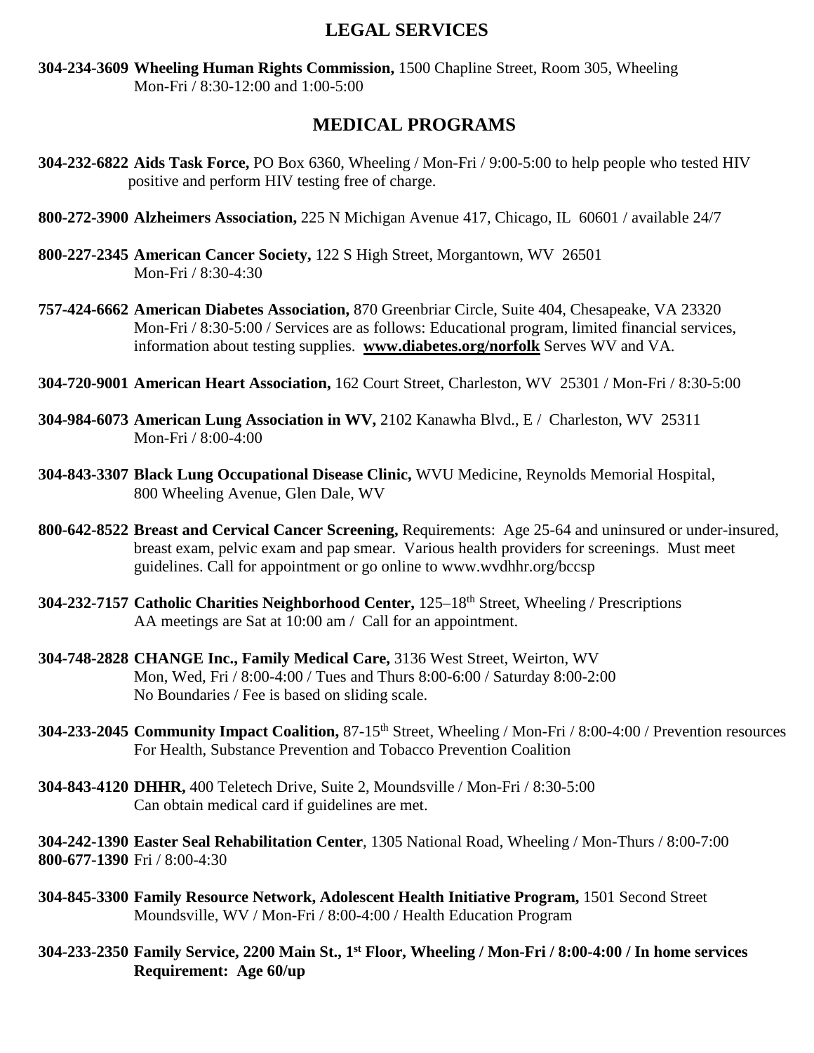## LEGAL SERVICES

**304-234-3609 Wheeling Human Rights Commission,** 1500 Chapline Street, Room 305, Wheeling
Mon-Fri / 8:30-12:00 and 1:00-5:00

## MEDICAL PROGRAMS

**304-232-6822 Aids Task Force,** PO Box 6360, Wheeling / Mon-Fri / 9:00-5:00 to help people who tested HIV positive and perform HIV testing free of charge.

**800-272-3900 Alzheimers Association,** 225 N Michigan Avenue 417, Chicago, IL 60601 / available 24/7

**800-227-2345 American Cancer Society,** 122 S High Street, Morgantown, WV 26501
Mon-Fri / 8:30-4:30

**757-424-6662 American Diabetes Association,** 870 Greenbriar Circle, Suite 404, Chesapeake, VA 23320
Mon-Fri / 8:30-5:00 / Services are as follows: Educational program, limited financial services, information about testing supplies. **www.diabetes.org/norfolk** Serves WV and VA.

**304-720-9001 American Heart Association,** 162 Court Street, Charleston, WV 25301 / Mon-Fri / 8:30-5:00

**304-984-6073 American Lung Association in WV,** 2102 Kanawha Blvd., E / Charleston, WV 25311
Mon-Fri / 8:00-4:00

**304-843-3307 Black Lung Occupational Disease Clinic,** WVU Medicine, Reynolds Memorial Hospital, 800 Wheeling Avenue, Glen Dale, WV

**800-642-8522 Breast and Cervical Cancer Screening,** Requirements: Age 25-64 and uninsured or under-insured, breast exam, pelvic exam and pap smear. Various health providers for screenings. Must meet guidelines. Call for appointment or go online to www.wvdhhr.org/bccsp

**304-232-7157 Catholic Charities Neighborhood Center,** 125–18th Street, Wheeling / Prescriptions
AA meetings are Sat at 10:00 am / Call for an appointment.

**304-748-2828 CHANGE Inc., Family Medical Care,** 3136 West Street, Weirton, WV
Mon, Wed, Fri / 8:00-4:00 / Tues and Thurs 8:00-6:00 / Saturday 8:00-2:00
No Boundaries / Fee is based on sliding scale.

**304-233-2045 Community Impact Coalition,** 87-15th Street, Wheeling / Mon-Fri / 8:00-4:00 / Prevention resources For Health, Substance Prevention and Tobacco Prevention Coalition

**304-843-4120 DHHR,** 400 Teletech Drive, Suite 2, Moundsville / Mon-Fri / 8:30-5:00
Can obtain medical card if guidelines are met.

**304-242-1390 Easter Seal Rehabilitation Center**, 1305 National Road, Wheeling / Mon-Thurs / 8:00-7:00
**800-677-1390** Fri / 8:00-4:30

**304-845-3300 Family Resource Network, Adolescent Health Initiative Program,** 1501 Second Street Moundsville, WV / Mon-Fri / 8:00-4:00 / Health Education Program

**304-233-2350 Family Service, 2200 Main St., 1st Floor, Wheeling / Mon-Fri / 8:00-4:00 / In home services Requirement: Age 60/up**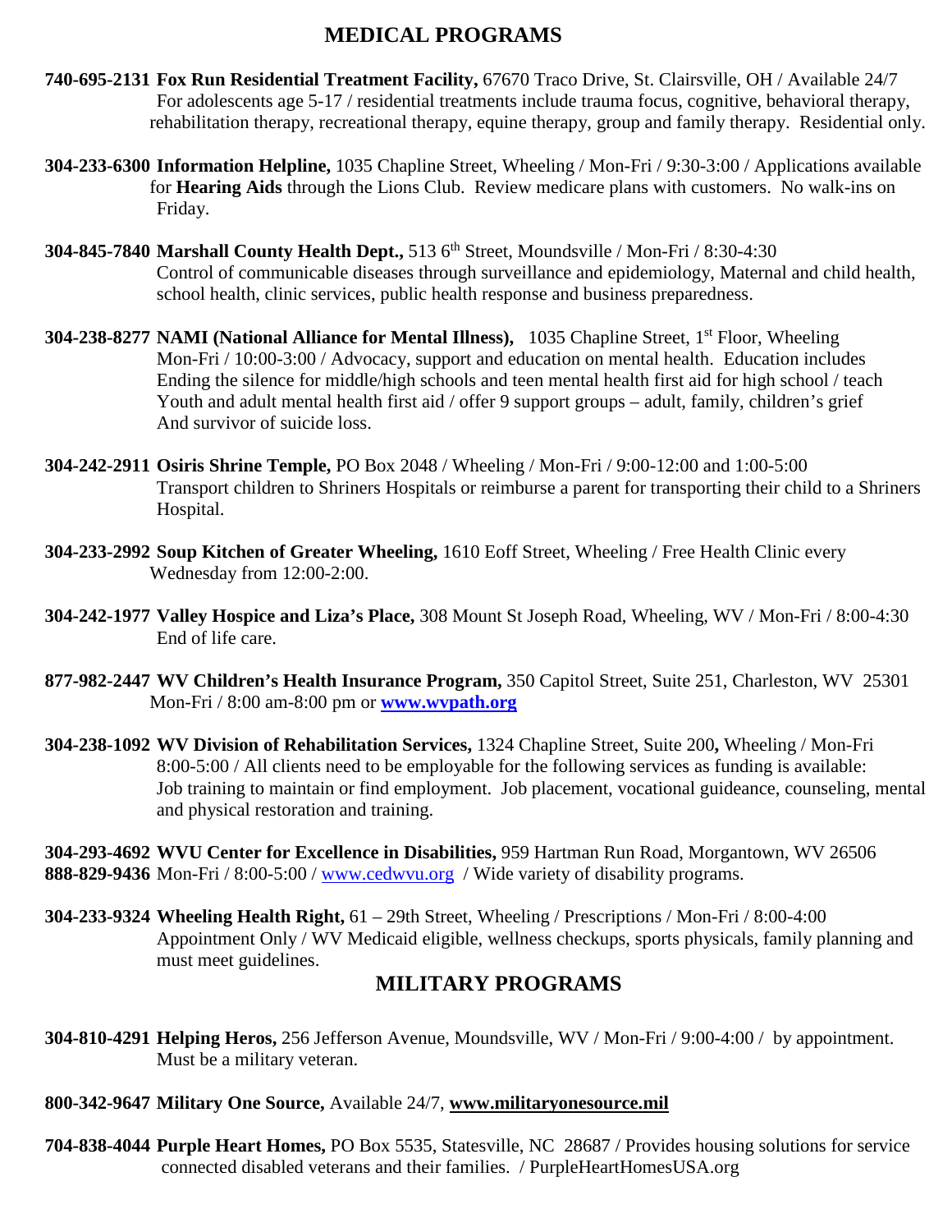## MEDICAL PROGRAMS

**740-695-2131 Fox Run Residential Treatment Facility,** 67670 Traco Drive, St. Clairsville, OH / Available 24/7 For adolescents age 5-17 / residential treatments include trauma focus, cognitive, behavioral therapy, rehabilitation therapy, recreational therapy, equine therapy, group and family therapy. Residential only.

**304-233-6300 Information Helpline,** 1035 Chapline Street, Wheeling / Mon-Fri / 9:30-3:00 / Applications available for **Hearing Aids** through the Lions Club. Review medicare plans with customers. No walk-ins on Friday.

**304-845-7840 Marshall County Health Dept.,** 513 6th Street, Moundsville / Mon-Fri / 8:30-4:30 Control of communicable diseases through surveillance and epidemiology, Maternal and child health, school health, clinic services, public health response and business preparedness.

**304-238-8277 NAMI (National Alliance for Mental Illness),** 1035 Chapline Street, 1st Floor, Wheeling Mon-Fri / 10:00-3:00 / Advocacy, support and education on mental health. Education includes Ending the silence for middle/high schools and teen mental health first aid for high school / teach Youth and adult mental health first aid / offer 9 support groups – adult, family, children's grief And survivor of suicide loss.

**304-242-2911 Osiris Shrine Temple,** PO Box 2048 / Wheeling / Mon-Fri / 9:00-12:00 and 1:00-5:00 Transport children to Shriners Hospitals or reimburse a parent for transporting their child to a Shriners Hospital.

**304-233-2992 Soup Kitchen of Greater Wheeling,** 1610 Eoff Street, Wheeling / Free Health Clinic every Wednesday from 12:00-2:00.

**304-242-1977 Valley Hospice and Liza's Place,** 308 Mount St Joseph Road, Wheeling, WV / Mon-Fri / 8:00-4:30 End of life care.

**877-982-2447 WV Children's Health Insurance Program,** 350 Capitol Street, Suite 251, Charleston, WV 25301 Mon-Fri / 8:00 am-8:00 pm or **www.wvpath.org**

**304-238-1092 WV Division of Rehabilitation Services,** 1324 Chapline Street, Suite 200**,** Wheeling / Mon-Fri 8:00-5:00 / All clients need to be employable for the following services as funding is available: Job training to maintain or find employment. Job placement, vocational guideance, counseling, mental and physical restoration and training.

**304-293-4692 WVU Center for Excellence in Disabilities,** 959 Hartman Run Road, Morgantown, WV 26506
**888-829-9436** Mon-Fri / 8:00-5:00 / www.cedwvu.org / Wide variety of disability programs.

**304-233-9324 Wheeling Health Right,** 61 – 29th Street, Wheeling / Prescriptions / Mon-Fri / 8:00-4:00 Appointment Only / WV Medicaid eligible, wellness checkups, sports physicals, family planning and must meet guidelines.

## MILITARY PROGRAMS

**304-810-4291 Helping Heros,** 256 Jefferson Avenue, Moundsville, WV / Mon-Fri / 9:00-4:00 / by appointment. Must be a military veteran.

**800-342-9647 Military One Source,** Available 24/7, **www.militaryonesource.mil**

**704-838-4044 Purple Heart Homes,** PO Box 5535, Statesville, NC 28687 / Provides housing solutions for service connected disabled veterans and their families. / PurpleHeartHomesUSA.org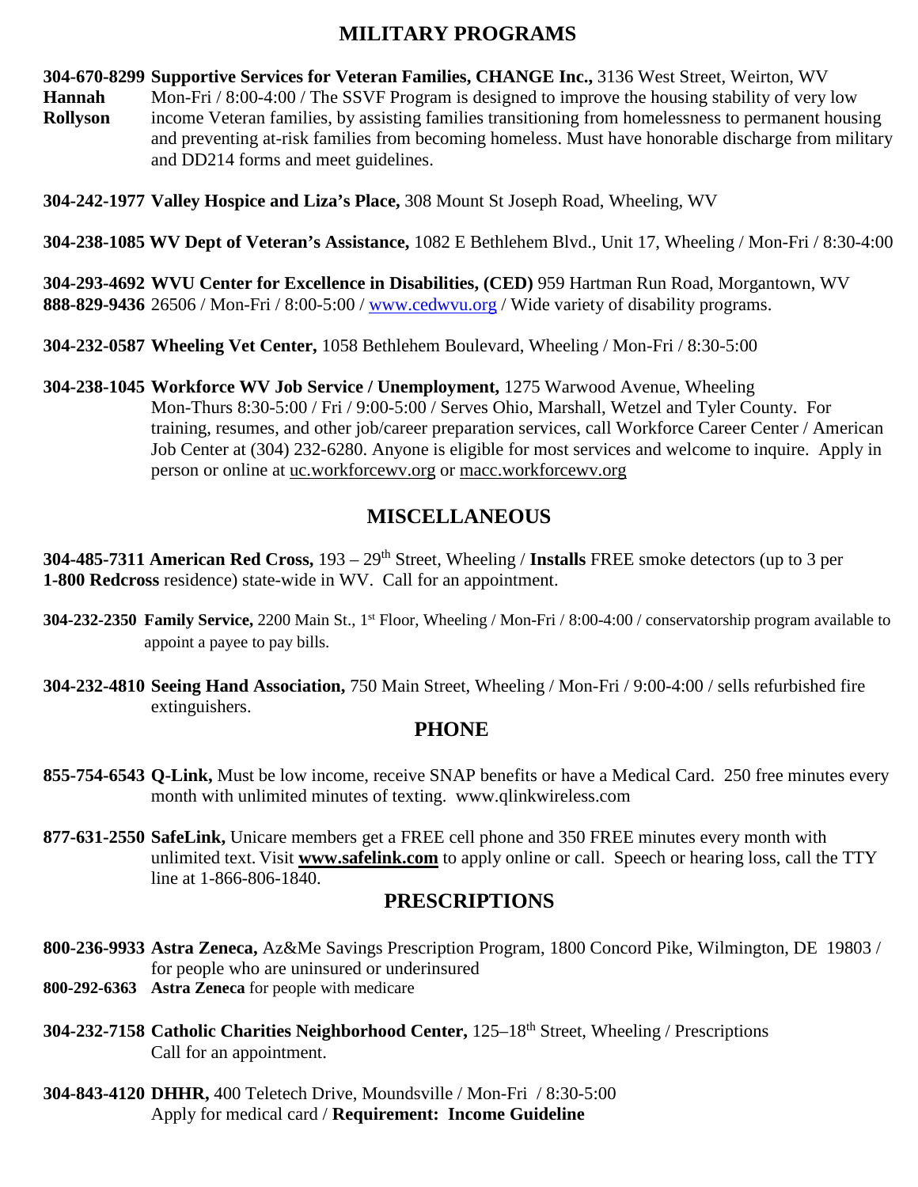## MILITARY PROGRAMS

**304-670-8299 Supportive Services for Veteran Families, CHANGE Inc.,** 3136 West Street, Weirton, WV
**Hannah Rollyson** Mon-Fri / 8:00-4:00 / The SSVF Program is designed to improve the housing stability of very low income Veteran families, by assisting families transitioning from homelessness to permanent housing and preventing at-risk families from becoming homeless. Must have honorable discharge from military and DD214 forms and meet guidelines.

**304-242-1977 Valley Hospice and Liza's Place,** 308 Mount St Joseph Road, Wheeling, WV

**304-238-1085 WV Dept of Veteran's Assistance,** 1082 E Bethlehem Blvd., Unit 17, Wheeling / Mon-Fri / 8:30-4:00

**304-293-4692 WVU Center for Excellence in Disabilities, (CED)** 959 Hartman Run Road, Morgantown, WV
**888-829-9436** 26506 / Mon-Fri / 8:00-5:00 / www.cedwvu.org / Wide variety of disability programs.

**304-232-0587 Wheeling Vet Center,** 1058 Bethlehem Boulevard, Wheeling / Mon-Fri / 8:30-5:00

**304-238-1045 Workforce WV Job Service / Unemployment,** 1275 Warwood Avenue, Wheeling
Mon-Thurs 8:30-5:00 / Fri / 9:00-5:00 / Serves Ohio, Marshall, Wetzel and Tyler County. For training, resumes, and other job/career preparation services, call Workforce Career Center / American Job Center at (304) 232-6280. Anyone is eligible for most services and welcome to inquire. Apply in person or online at uc.workforcewv.org or macc.workforcewv.org

## MISCELLANEOUS

**304-485-7311 American Red Cross,** 193 – 29th Street, Wheeling / **Installs** FREE smoke detectors (up to 3 per
**1-800 Redcross** residence) state-wide in WV. Call for an appointment.

**304-232-2350 Family Service,** 2200 Main St., 1st Floor, Wheeling / Mon-Fri / 8:00-4:00 / conservatorship program available to appoint a payee to pay bills.

**304-232-4810 Seeing Hand Association,** 750 Main Street, Wheeling / Mon-Fri / 9:00-4:00 / sells refurbished fire extinguishers.

## PHONE

**855-754-6543 Q-Link,** Must be low income, receive SNAP benefits or have a Medical Card. 250 free minutes every month with unlimited minutes of texting. www.qlinkwireless.com

**877-631-2550 SafeLink,** Unicare members get a FREE cell phone and 350 FREE minutes every month with unlimited text. Visit **www.safelink.com** to apply online or call. Speech or hearing loss, call the TTY line at 1-866-806-1840.

## PRESCRIPTIONS

**800-236-9933 Astra Zeneca,** Az&Me Savings Prescription Program, 1800 Concord Pike, Wilmington, DE 19803 / for people who are uninsured or underinsured
**800-292-6363 Astra Zeneca** for people with medicare

**304-232-7158 Catholic Charities Neighborhood Center,** 125–18th Street, Wheeling / Prescriptions
Call for an appointment.

**304-843-4120 DHHR,** 400 Teletech Drive, Moundsville / Mon-Fri / 8:30-5:00
Apply for medical card / **Requirement: Income Guideline**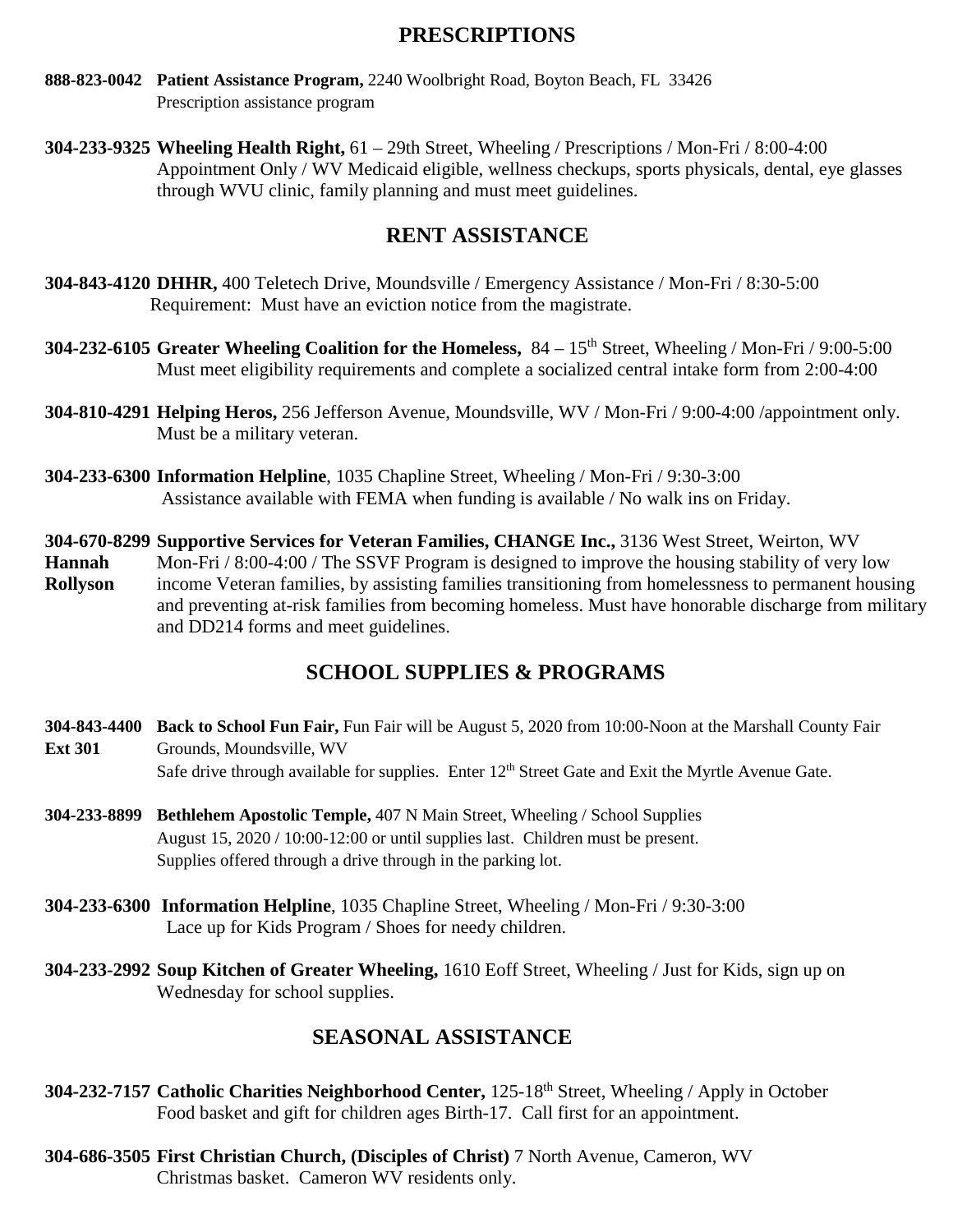## PRESCRIPTIONS

**888-823-0042** **Patient Assistance Program,** 2240 Woolbright Road, Boyton Beach, FL 33426
Prescription assistance program

**304-233-9325** **Wheeling Health Right,** 61 – 29th Street, Wheeling / Prescriptions / Mon-Fri / 8:00-4:00
Appointment Only / WV Medicaid eligible, wellness checkups, sports physicals, dental, eye glasses through WVU clinic, family planning and must meet guidelines.

## RENT ASSISTANCE

**304-843-4120** **DHHR,** 400 Teletech Drive, Moundsville / Emergency Assistance / Mon-Fri / 8:30-5:00
Requirement: Must have an eviction notice from the magistrate.

**304-232-6105** **Greater Wheeling Coalition for the Homeless,** 84 – 15th Street, Wheeling / Mon-Fri / 9:00-5:00
Must meet eligibility requirements and complete a socialized central intake form from 2:00-4:00

**304-810-4291** **Helping Heros,** 256 Jefferson Avenue, Moundsville, WV / Mon-Fri / 9:00-4:00 /appointment only.
Must be a military veteran.

**304-233-6300** **Information Helpline**, 1035 Chapline Street, Wheeling / Mon-Fri / 9:30-3:00
Assistance available with FEMA when funding is available / No walk ins on Friday.

**304-670-8299** **Supportive Services for Veteran Families, CHANGE Inc.,** 3136 West Street, Weirton, WV
**Hannah Rollyson** Mon-Fri / 8:00-4:00 / The SSVF Program is designed to improve the housing stability of very low income Veteran families, by assisting families transitioning from homelessness to permanent housing and preventing at-risk families from becoming homeless. Must have honorable discharge from military and DD214 forms and meet guidelines.

## SCHOOL SUPPLIES & PROGRAMS

**304-843-4400 Ext 301** **Back to School Fun Fair,** Fun Fair will be August 5, 2020 from 10:00-Noon at the Marshall County Fair Grounds, Moundsville, WV
Safe drive through available for supplies. Enter 12th Street Gate and Exit the Myrtle Avenue Gate.

**304-233-8899** **Bethlehem Apostolic Temple,** 407 N Main Street, Wheeling / School Supplies
August 15, 2020 / 10:00-12:00 or until supplies last. Children must be present.
Supplies offered through a drive through in the parking lot.

**304-233-6300** **Information Helpline**, 1035 Chapline Street, Wheeling / Mon-Fri / 9:30-3:00
Lace up for Kids Program / Shoes for needy children.

**304-233-2992** **Soup Kitchen of Greater Wheeling,** 1610 Eoff Street, Wheeling / Just for Kids, sign up on Wednesday for school supplies.

## SEASONAL ASSISTANCE

**304-232-7157** **Catholic Charities Neighborhood Center,** 125-18th Street, Wheeling / Apply in October
Food basket and gift for children ages Birth-17. Call first for an appointment.

**304-686-3505** **First Christian Church, (Disciples of Christ)** 7 North Avenue, Cameron, WV
Christmas basket. Cameron WV residents only.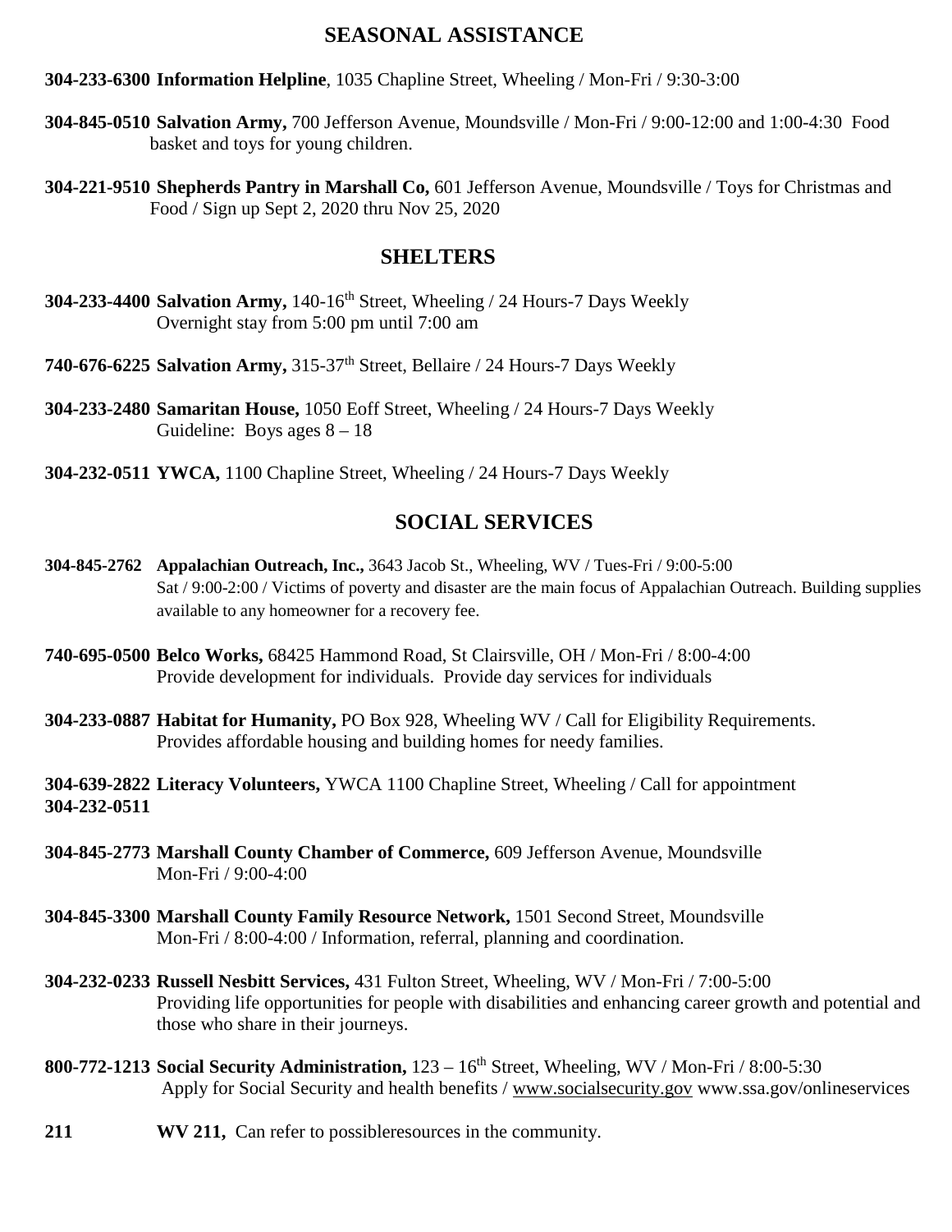## SEASONAL ASSISTANCE

**304-233-6300 Information Helpline**, 1035 Chapline Street, Wheeling / Mon-Fri / 9:30-3:00

**304-845-0510 Salvation Army,** 700 Jefferson Avenue, Moundsville / Mon-Fri / 9:00-12:00 and 1:00-4:30 Food basket and toys for young children.

**304-221-9510 Shepherds Pantry in Marshall Co,** 601 Jefferson Avenue, Moundsville / Toys for Christmas and Food / Sign up Sept 2, 2020 thru Nov 25, 2020

## SHELTERS

**304-233-4400 Salvation Army,** 140-16th Street, Wheeling / 24 Hours-7 Days Weekly
Overnight stay from 5:00 pm until 7:00 am

**740-676-6225 Salvation Army,** 315-37th Street, Bellaire / 24 Hours-7 Days Weekly

**304-233-2480 Samaritan House,** 1050 Eoff Street, Wheeling / 24 Hours-7 Days Weekly
Guideline: Boys ages 8 – 18

**304-232-0511 YWCA,** 1100 Chapline Street, Wheeling / 24 Hours-7 Days Weekly

## SOCIAL SERVICES

**304-845-2762 Appalachian Outreach, Inc.,** 3643 Jacob St., Wheeling, WV / Tues-Fri / 9:00-5:00
Sat / 9:00-2:00 / Victims of poverty and disaster are the main focus of Appalachian Outreach. Building supplies available to any homeowner for a recovery fee.

**740-695-0500 Belco Works,** 68425 Hammond Road, St Clairsville, OH / Mon-Fri / 8:00-4:00
Provide development for individuals. Provide day services for individuals

**304-233-0887 Habitat for Humanity,** PO Box 928, Wheeling WV / Call for Eligibility Requirements.
Provides affordable housing and building homes for needy families.

**304-639-2822 Literacy Volunteers,** YWCA 1100 Chapline Street, Wheeling / Call for appointment
**304-232-0511**

**304-845-2773 Marshall County Chamber of Commerce,** 609 Jefferson Avenue, Moundsville
Mon-Fri / 9:00-4:00

**304-845-3300 Marshall County Family Resource Network,** 1501 Second Street, Moundsville
Mon-Fri / 8:00-4:00 / Information, referral, planning and coordination.

**304-232-0233 Russell Nesbitt Services,** 431 Fulton Street, Wheeling, WV / Mon-Fri / 7:00-5:00
Providing life opportunities for people with disabilities and enhancing career growth and potential and those who share in their journeys.

**800-772-1213 Social Security Administration,** 123 – 16th Street, Wheeling, WV / Mon-Fri / 8:00-5:30
Apply for Social Security and health benefits / www.socialsecurity.gov www.ssa.gov/onlineservices

**211** **WV 211,** Can refer to possibleresources in the community.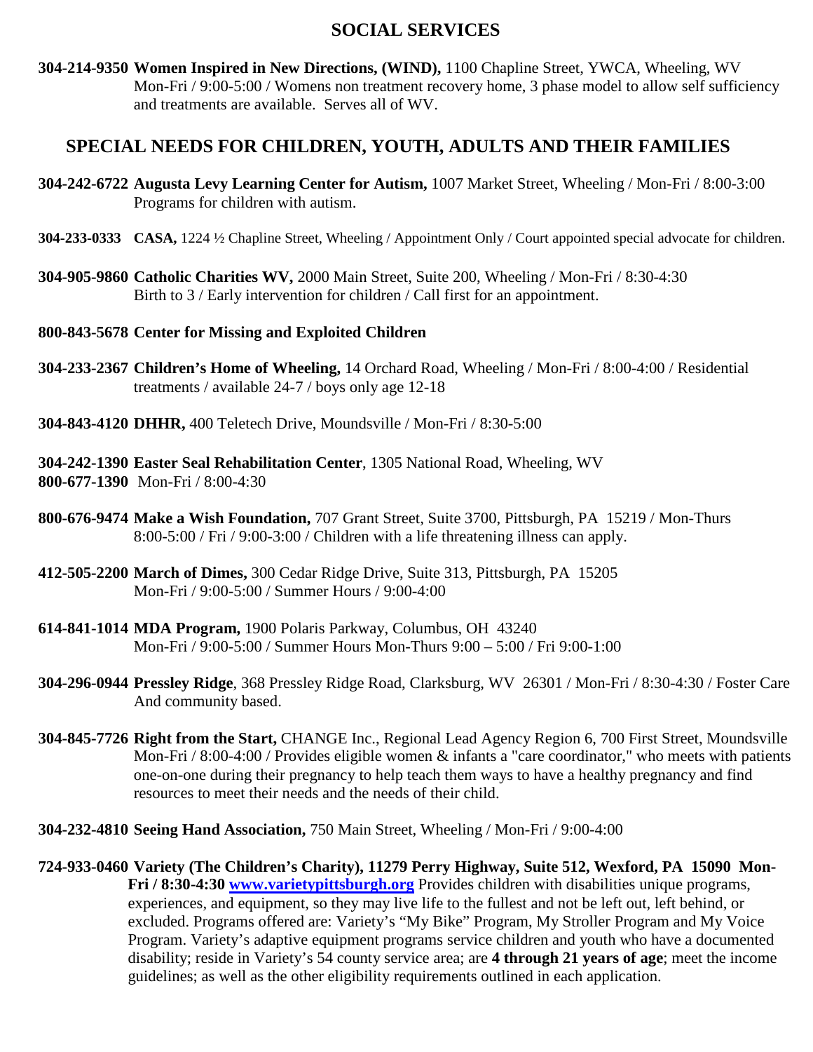## SOCIAL SERVICES

**304-214-9350 Women Inspired in New Directions, (WIND),** 1100 Chapline Street, YWCA, Wheeling, WV Mon-Fri / 9:00-5:00 / Womens non treatment recovery home, 3 phase model to allow self sufficiency and treatments are available. Serves all of WV.

## SPECIAL NEEDS FOR CHILDREN, YOUTH, ADULTS AND THEIR FAMILIES

**304-242-6722 Augusta Levy Learning Center for Autism,** 1007 Market Street, Wheeling / Mon-Fri / 8:00-3:00 Programs for children with autism.

**304-233-0333 CASA,** 1224 ½ Chapline Street, Wheeling / Appointment Only / Court appointed special advocate for children.

**304-905-9860 Catholic Charities WV,** 2000 Main Street, Suite 200, Wheeling / Mon-Fri / 8:30-4:30 Birth to 3 / Early intervention for children / Call first for an appointment.

**800-843-5678 Center for Missing and Exploited Children**

**304-233-2367 Children's Home of Wheeling,** 14 Orchard Road, Wheeling / Mon-Fri / 8:00-4:00 / Residential treatments / available 24-7 / boys only age 12-18

**304-843-4120 DHHR,** 400 Teletech Drive, Moundsville / Mon-Fri / 8:30-5:00

**304-242-1390 Easter Seal Rehabilitation Center**, 1305 National Road, Wheeling, WV
**800-677-1390** Mon-Fri / 8:00-4:30

**800-676-9474 Make a Wish Foundation,** 707 Grant Street, Suite 3700, Pittsburgh, PA 15219 / Mon-Thurs 8:00-5:00 / Fri / 9:00-3:00 / Children with a life threatening illness can apply.

**412-505-2200 March of Dimes,** 300 Cedar Ridge Drive, Suite 313, Pittsburgh, PA 15205 Mon-Fri / 9:00-5:00 / Summer Hours / 9:00-4:00

**614-841-1014 MDA Program,** 1900 Polaris Parkway, Columbus, OH 43240 Mon-Fri / 9:00-5:00 / Summer Hours Mon-Thurs 9:00 – 5:00 / Fri 9:00-1:00

**304-296-0944 Pressley Ridge**, 368 Pressley Ridge Road, Clarksburg, WV 26301 / Mon-Fri / 8:30-4:30 / Foster Care And community based.

**304-845-7726 Right from the Start,** CHANGE Inc., Regional Lead Agency Region 6, 700 First Street, Moundsville Mon-Fri / 8:00-4:00 / Provides eligible women & infants a "care coordinator," who meets with patients one-on-one during their pregnancy to help teach them ways to have a healthy pregnancy and find resources to meet their needs and the needs of their child.

**304-232-4810 Seeing Hand Association,** 750 Main Street, Wheeling / Mon-Fri / 9:00-4:00

**724-933-0460 Variety (The Children's Charity), 11279 Perry Highway, Suite 512, Wexford, PA 15090 Mon-Fri / 8:30-4:30 [www.varietypittsburgh.org](http://www.varietypittsburgh.org)** Provides children with disabilities unique programs, experiences, and equipment, so they may live life to the fullest and not be left out, left behind, or excluded. Programs offered are: Variety's "My Bike" Program, My Stroller Program and My Voice Program. Variety's adaptive equipment programs service children and youth who have a documented disability; reside in Variety's 54 county service area; are **4 through 21 years of age**; meet the income guidelines; as well as the other eligibility requirements outlined in each application.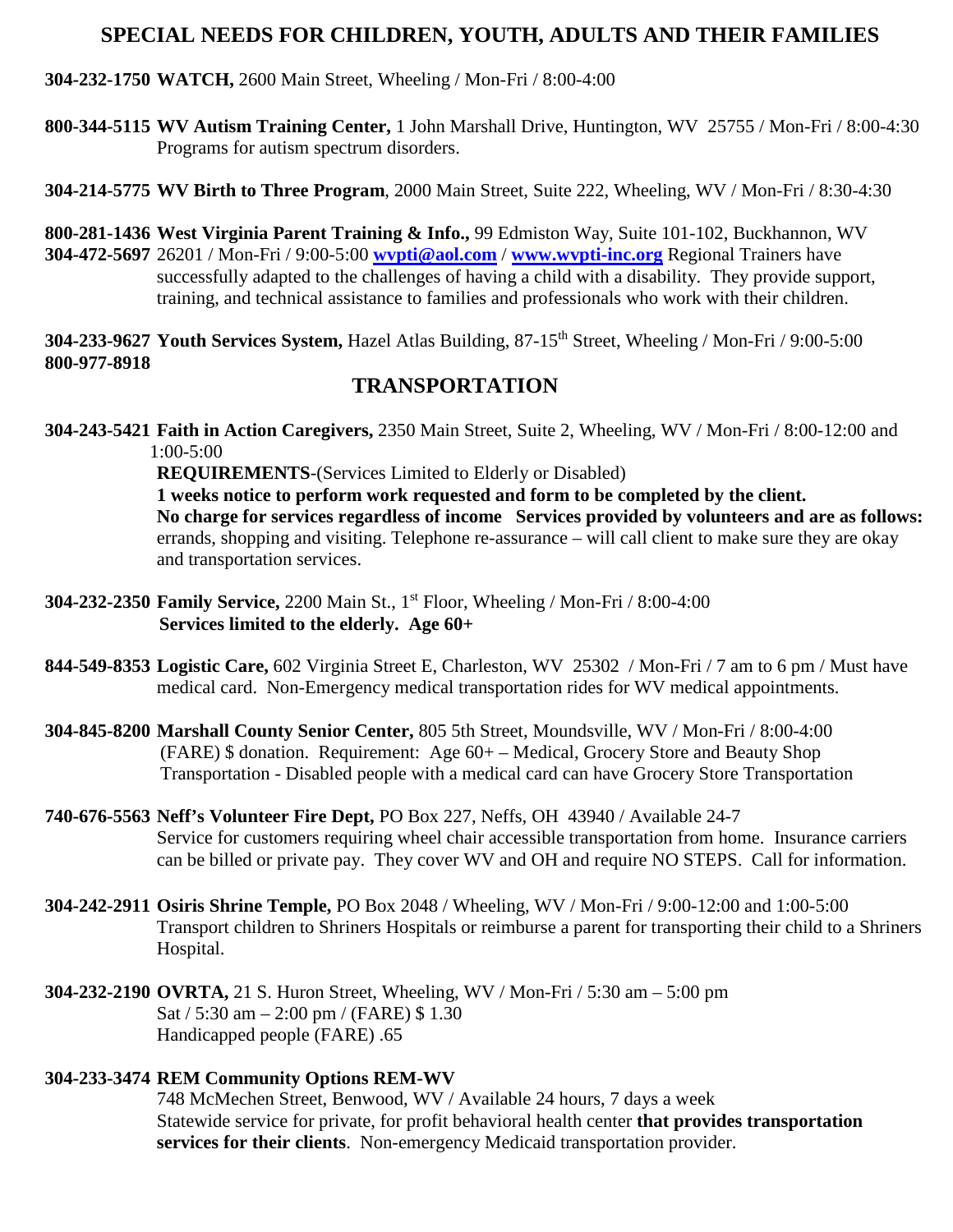## SPECIAL NEEDS FOR CHILDREN, YOUTH, ADULTS AND THEIR FAMILIES

**304-232-1750 WATCH,** 2600 Main Street, Wheeling / Mon-Fri / 8:00-4:00

**800-344-5115 WV Autism Training Center,** 1 John Marshall Drive, Huntington, WV 25755 / Mon-Fri / 8:00-4:30
Programs for autism spectrum disorders.

**304-214-5775 WV Birth to Three Program**, 2000 Main Street, Suite 222, Wheeling, WV / Mon-Fri / 8:30-4:30

**800-281-1436 West Virginia Parent Training & Info.,** 99 Edmiston Way, Suite 101-102, Buckhannon, WV
**304-472-5697** 26201 / Mon-Fri / 9:00-5:00 **wvpti@aol.com** / **www.wvpti-inc.org** Regional Trainers have successfully adapted to the challenges of having a child with a disability. They provide support, training, and technical assistance to families and professionals who work with their children.

**304-233-9627 Youth Services System,** Hazel Atlas Building, 87-15th Street, Wheeling / Mon-Fri / 9:00-5:00
**800-977-8918**

## TRANSPORTATION

**304-243-5421 Faith in Action Caregivers,** 2350 Main Street, Suite 2, Wheeling, WV / Mon-Fri / 8:00-12:00 and 1:00-5:00
**REQUIREMENTS**-(Services Limited to Elderly or Disabled)
**1 weeks notice to perform work requested and form to be completed by the client.**
**No charge for services regardless of income Services provided by volunteers and are as follows:** errands, shopping and visiting. Telephone re-assurance – will call client to make sure they are okay and transportation services.

**304-232-2350 Family Service,** 2200 Main St., 1st Floor, Wheeling / Mon-Fri / 8:00-4:00
**Services limited to the elderly. Age 60+**

**844-549-8353 Logistic Care,** 602 Virginia Street E, Charleston, WV 25302 / Mon-Fri / 7 am to 6 pm / Must have medical card. Non-Emergency medical transportation rides for WV medical appointments.

**304-845-8200 Marshall County Senior Center,** 805 5th Street, Moundsville, WV / Mon-Fri / 8:00-4:00
(FARE) $ donation. Requirement: Age 60+ – Medical, Grocery Store and Beauty Shop Transportation - Disabled people with a medical card can have Grocery Store Transportation

**740-676-5563 Neff's Volunteer Fire Dept,** PO Box 227, Neffs, OH 43940 / Available 24-7
Service for customers requiring wheel chair accessible transportation from home. Insurance carriers can be billed or private pay. They cover WV and OH and require NO STEPS. Call for information.

**304-242-2911 Osiris Shrine Temple,** PO Box 2048 / Wheeling, WV / Mon-Fri / 9:00-12:00 and 1:00-5:00
Transport children to Shriners Hospitals or reimburse a parent for transporting their child to a Shriners Hospital.

**304-232-2190 OVRTA,** 21 S. Huron Street, Wheeling, WV / Mon-Fri / 5:30 am – 5:00 pm
Sat / 5:30 am – 2:00 pm / (FARE) $ 1.30
Handicapped people (FARE) .65

**304-233-3474 REM Community Options REM-WV**
748 McMechen Street, Benwood, WV / Available 24 hours, 7 days a week
Statewide service for private, for profit behavioral health center **that provides transportation services for their clients**. Non-emergency Medicaid transportation provider.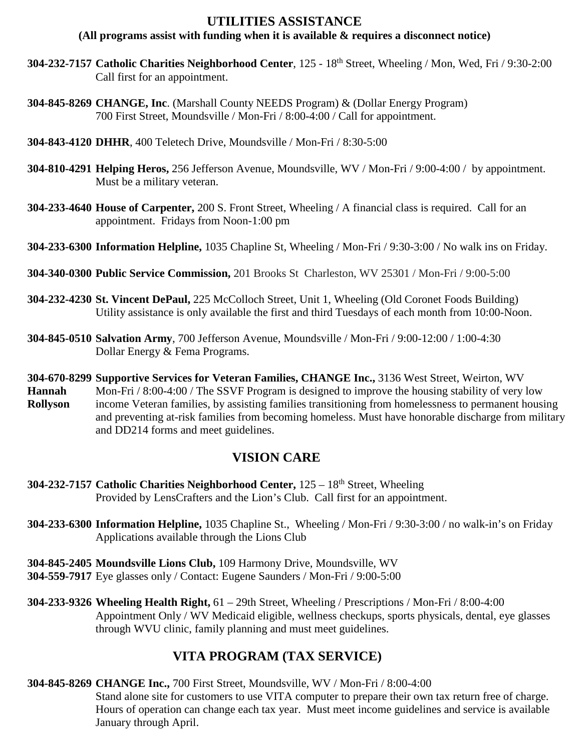## UTILITIES ASSISTANCE

**(All programs assist with funding when it is available & requires a disconnect notice)**

**304-232-7157 Catholic Charities Neighborhood Center**, 125 - 18th Street, Wheeling / Mon, Wed, Fri / 9:30-2:00
Call first for an appointment.

**304-845-8269 CHANGE, Inc**. (Marshall County NEEDS Program) & (Dollar Energy Program)
700 First Street, Moundsville / Mon-Fri / 8:00-4:00 / Call for appointment.

**304-843-4120 DHHR**, 400 Teletech Drive, Moundsville / Mon-Fri / 8:30-5:00

**304-810-4291 Helping Heros,** 256 Jefferson Avenue, Moundsville, WV / Mon-Fri / 9:00-4:00 / by appointment.
Must be a military veteran.

**304-233-4640 House of Carpenter,** 200 S. Front Street, Wheeling / A financial class is required. Call for an appointment. Fridays from Noon-1:00 pm

**304-233-6300 Information Helpline,** 1035 Chapline St, Wheeling / Mon-Fri / 9:30-3:00 / No walk ins on Friday.

**304-340-0300 Public Service Commission,** 201 Brooks St Charleston, WV 25301 / Mon-Fri / 9:00-5:00

**304-232-4230 St. Vincent DePaul,** 225 McColloch Street, Unit 1, Wheeling (Old Coronet Foods Building)
Utility assistance is only available the first and third Tuesdays of each month from 10:00-Noon.

**304-845-0510 Salvation Army**, 700 Jefferson Avenue, Moundsville / Mon-Fri / 9:00-12:00 / 1:00-4:30
Dollar Energy & Fema Programs.

**304-670-8299 Supportive Services for Veteran Families, CHANGE Inc.,** 3136 West Street, Weirton, WV
**Hannah Rollyson** Mon-Fri / 8:00-4:00 / The SSVF Program is designed to improve the housing stability of very low income Veteran families, by assisting families transitioning from homelessness to permanent housing and preventing at-risk families from becoming homeless. Must have honorable discharge from military and DD214 forms and meet guidelines.

## VISION CARE

**304-232-7157 Catholic Charities Neighborhood Center,** 125 – 18th Street, Wheeling
Provided by LensCrafters and the Lion's Club. Call first for an appointment.

**304-233-6300 Information Helpline,** 1035 Chapline St., Wheeling / Mon-Fri / 9:30-3:00 / no walk-in's on Friday
Applications available through the Lions Club

**304-845-2405 Moundsville Lions Club,** 109 Harmony Drive, Moundsville, WV
**304-559-7917** Eye glasses only / Contact: Eugene Saunders / Mon-Fri / 9:00-5:00

**304-233-9326 Wheeling Health Right,** 61 – 29th Street, Wheeling / Prescriptions / Mon-Fri / 8:00-4:00
Appointment Only / WV Medicaid eligible, wellness checkups, sports physicals, dental, eye glasses through WVU clinic, family planning and must meet guidelines.

## VITA PROGRAM (TAX SERVICE)

**304-845-8269 CHANGE Inc.,** 700 First Street, Moundsville, WV / Mon-Fri / 8:00-4:00
Stand alone site for customers to use VITA computer to prepare their own tax return free of charge. Hours of operation can change each tax year. Must meet income guidelines and service is available January through April.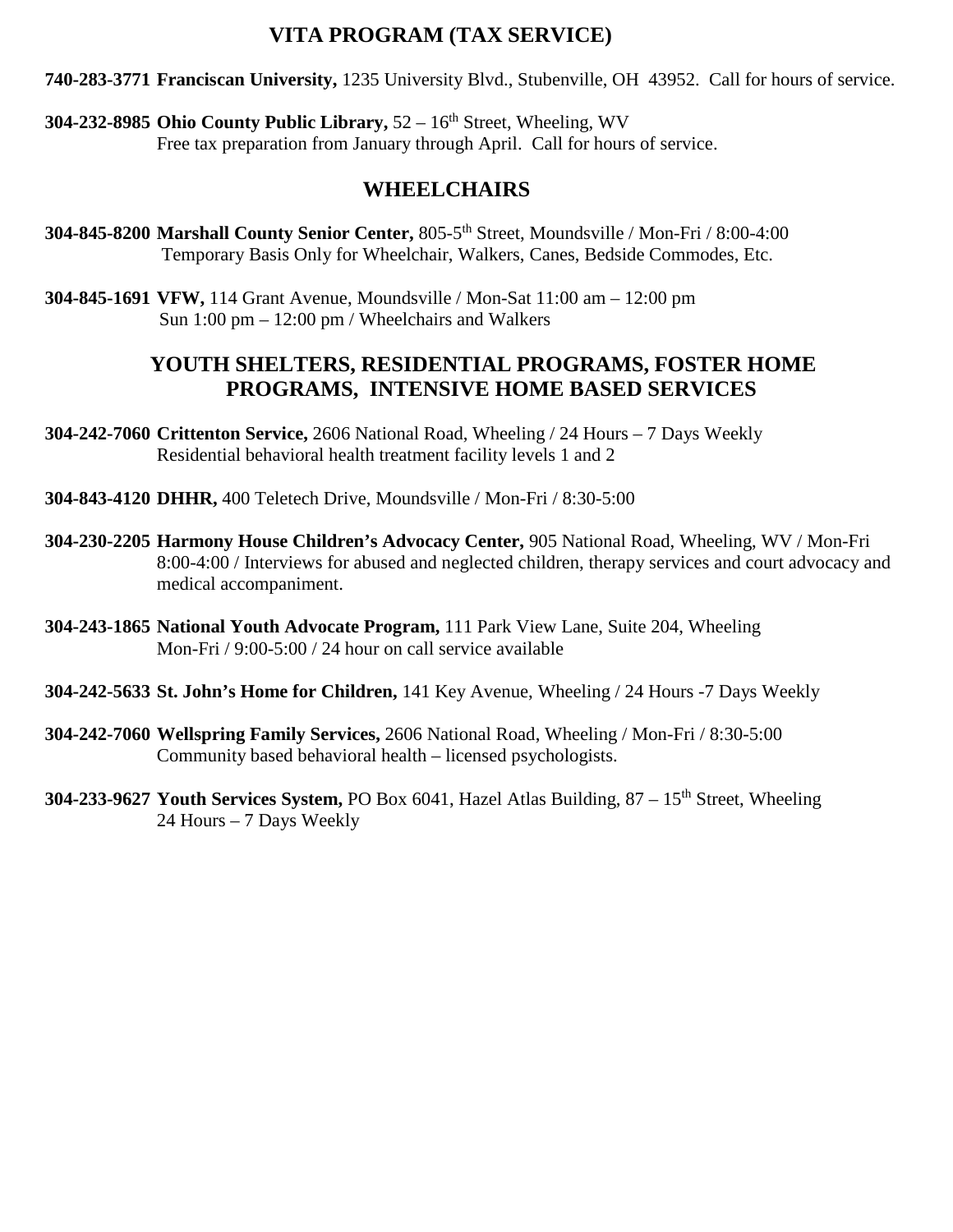## VITA PROGRAM (TAX SERVICE)

**740-283-3771 Franciscan University,** 1235 University Blvd., Stubenville, OH 43952. Call for hours of service.

**304-232-8985 Ohio County Public Library,** 52 – 16th Street, Wheeling, WV
Free tax preparation from January through April. Call for hours of service.

## WHEELCHAIRS

**304-845-8200 Marshall County Senior Center,** 805-5th Street, Moundsville / Mon-Fri / 8:00-4:00
Temporary Basis Only for Wheelchair, Walkers, Canes, Bedside Commodes, Etc.

**304-845-1691 VFW,** 114 Grant Avenue, Moundsville / Mon-Sat 11:00 am – 12:00 pm
Sun 1:00 pm – 12:00 pm / Wheelchairs and Walkers

## YOUTH SHELTERS, RESIDENTIAL PROGRAMS, FOSTER HOME PROGRAMS, INTENSIVE HOME BASED SERVICES

**304-242-7060 Crittenton Service,** 2606 National Road, Wheeling / 24 Hours – 7 Days Weekly
Residential behavioral health treatment facility levels 1 and 2

**304-843-4120 DHHR,** 400 Teletech Drive, Moundsville / Mon-Fri / 8:30-5:00

**304-230-2205 Harmony House Children's Advocacy Center,** 905 National Road, Wheeling, WV / Mon-Fri 8:00-4:00 / Interviews for abused and neglected children, therapy services and court advocacy and medical accompaniment.

**304-243-1865 National Youth Advocate Program,** 111 Park View Lane, Suite 204, Wheeling
Mon-Fri / 9:00-5:00 / 24 hour on call service available

**304-242-5633 St. John's Home for Children,** 141 Key Avenue, Wheeling / 24 Hours -7 Days Weekly

**304-242-7060 Wellspring Family Services,** 2606 National Road, Wheeling / Mon-Fri / 8:30-5:00
Community based behavioral health – licensed psychologists.

**304-233-9627 Youth Services System,** PO Box 6041, Hazel Atlas Building, 87 – 15th Street, Wheeling
24 Hours – 7 Days Weekly